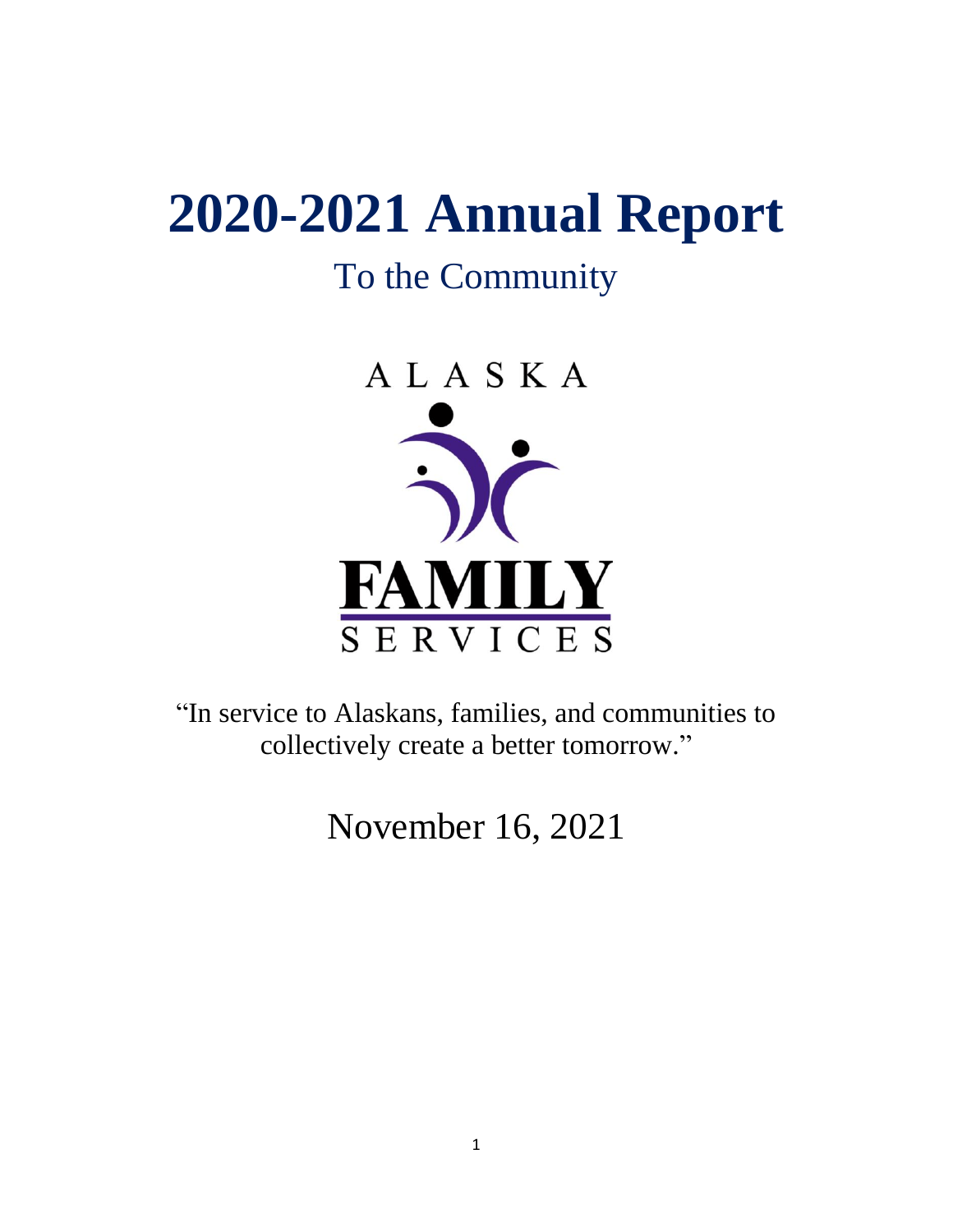# 2020-2021 Annual Report

## To the Community

ALASKA

FAMILY

SERVICES

"In service to Alaskans, families, and communities to collectively create a better tomorrow."

November 16, 2021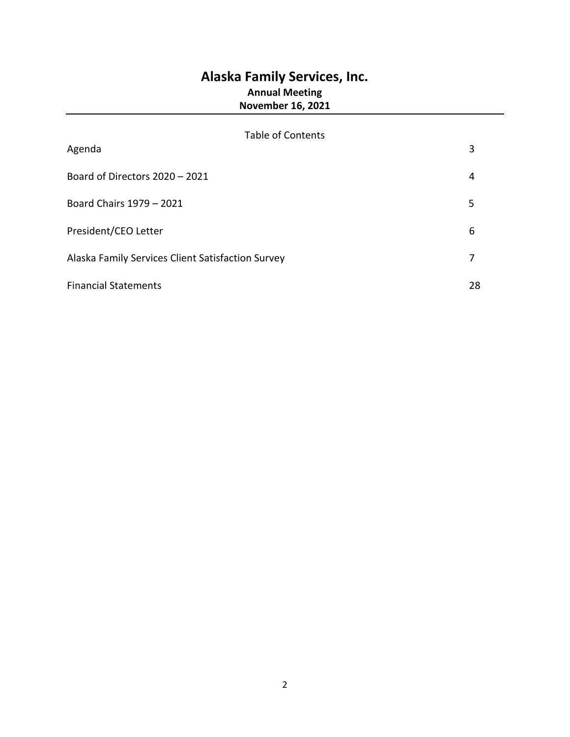# Alaska Family Services, Inc.

**Annual Meeting**

**November 16, 2021**

---

Table of Contents

| | |
|---|---|
| Agenda | 3 |
| Board of Directors 2020 – 2021 | 4 |
| Board Chairs 1979 – 2021 | 5 |
| President/CEO Letter | 6 |
| Alaska Family Services Client Satisfaction Survey | 7 |
| Financial Statements | 28 |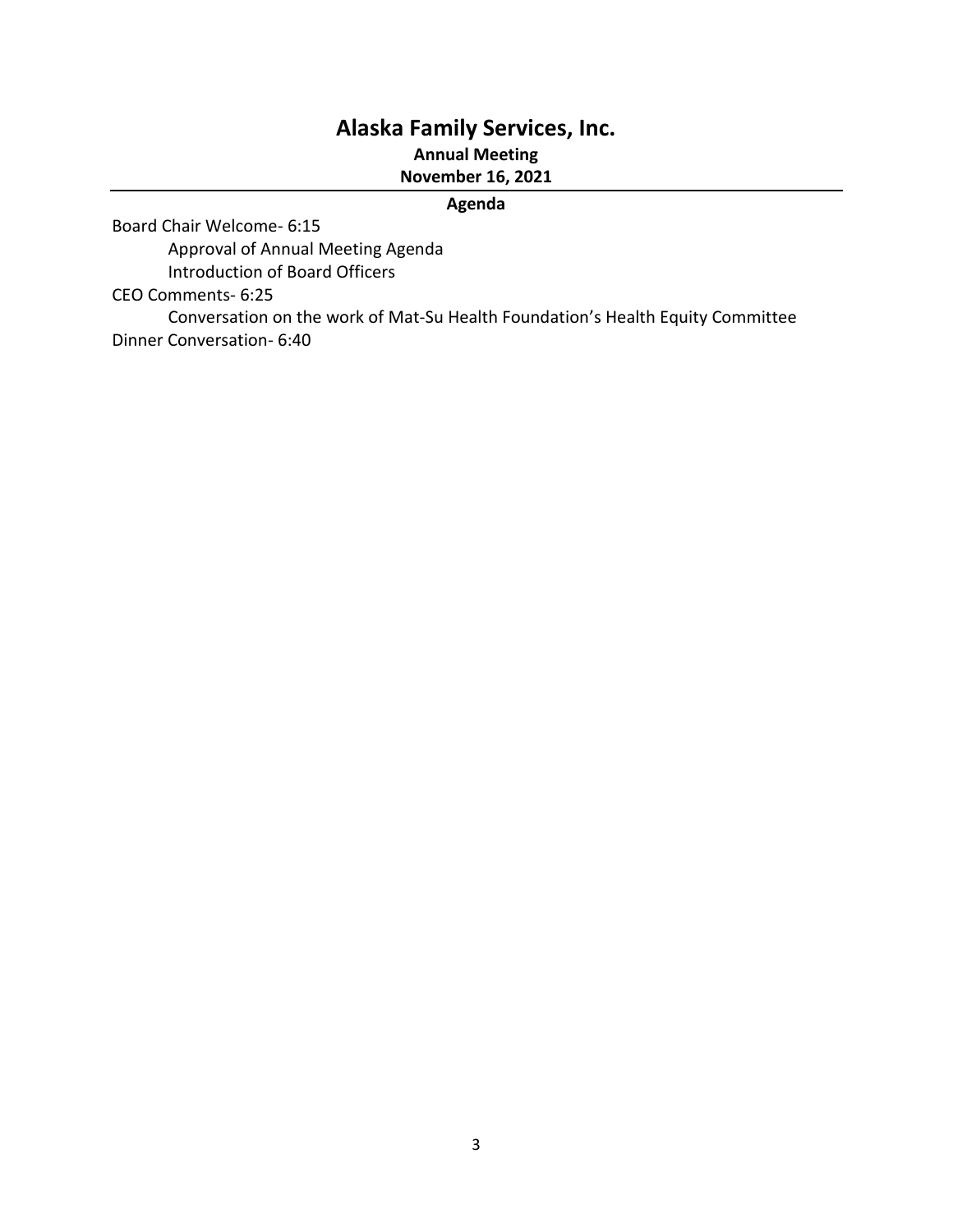# Alaska Family Services, Inc.

**Annual Meeting**

**November 16, 2021**

---

**Agenda**

Board Chair Welcome- 6:15

- Approval of Annual Meeting Agenda
- Introduction of Board Officers

CEO Comments- 6:25

- Conversation on the work of Mat-Su Health Foundation's Health Equity Committee

Dinner Conversation- 6:40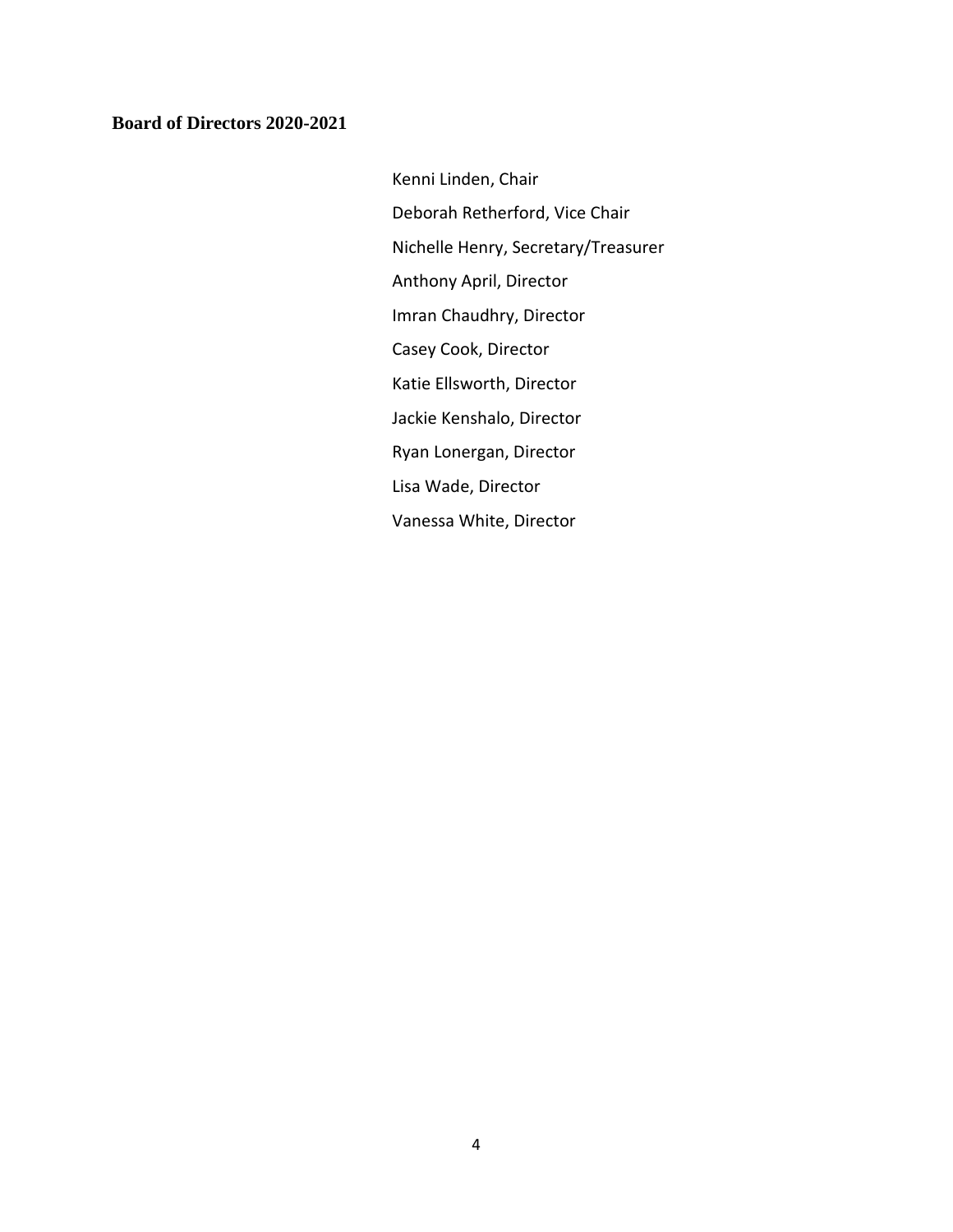## Board of Directors 2020-2021

Kenni Linden, Chair

Deborah Retherford, Vice Chair

Nichelle Henry, Secretary/Treasurer

Anthony April, Director

Imran Chaudhry, Director

Casey Cook, Director

Katie Ellsworth, Director

Jackie Kenshalo, Director

Ryan Lonergan, Director

Lisa Wade, Director

Vanessa White, Director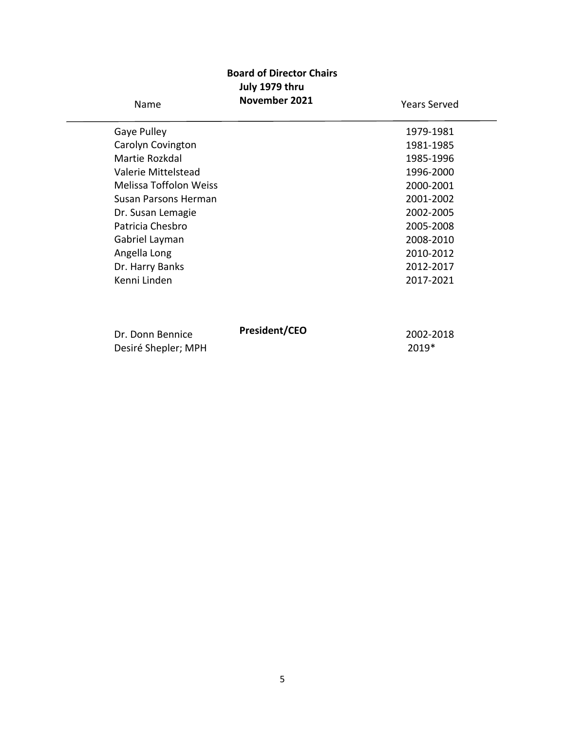## Board of Director Chairs
## July 1979 thru November 2021

| Name | Years Served |
| --- | --- |
| Gaye Pulley | 1979-1981 |
| Carolyn Covington | 1981-1985 |
| Martie Rozkdal | 1985-1996 |
| Valerie Mittelstead | 1996-2000 |
| Melissa Toffolon Weiss | 2000-2001 |
| Susan Parsons Herman | 2001-2002 |
| Dr. Susan Lemagie | 2002-2005 |
| Patricia Chesbro | 2005-2008 |
| Gabriel Layman | 2008-2010 |
| Angella Long | 2010-2012 |
| Dr. Harry Banks | 2012-2017 |
| Kenni Linden | 2017-2021 |

## President/CEO

| Name | Years Served |
| --- | --- |
| Dr. Donn Bennice | 2002-2018 |
| Desiré Shepler; MPH | 2019* |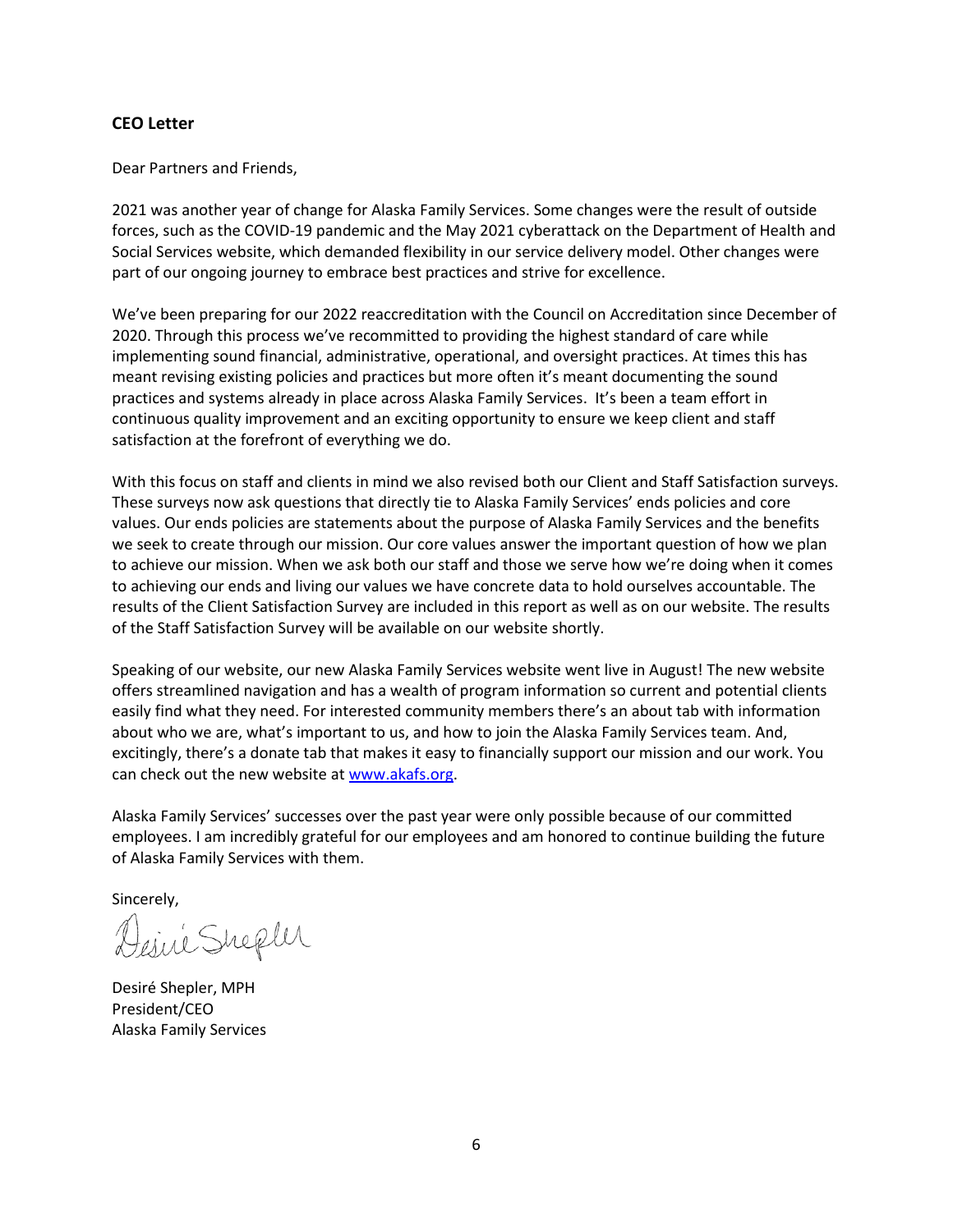## CEO Letter

Dear Partners and Friends,

2021 was another year of change for Alaska Family Services. Some changes were the result of outside forces, such as the COVID-19 pandemic and the May 2021 cyberattack on the Department of Health and Social Services website, which demanded flexibility in our service delivery model. Other changes were part of our ongoing journey to embrace best practices and strive for excellence.

We've been preparing for our 2022 reaccreditation with the Council on Accreditation since December of 2020. Through this process we've recommitted to providing the highest standard of care while implementing sound financial, administrative, operational, and oversight practices. At times this has meant revising existing policies and practices but more often it's meant documenting the sound practices and systems already in place across Alaska Family Services. It's been a team effort in continuous quality improvement and an exciting opportunity to ensure we keep client and staff satisfaction at the forefront of everything we do.

With this focus on staff and clients in mind we also revised both our Client and Staff Satisfaction surveys. These surveys now ask questions that directly tie to Alaska Family Services' ends policies and core values. Our ends policies are statements about the purpose of Alaska Family Services and the benefits we seek to create through our mission. Our core values answer the important question of how we plan to achieve our mission. When we ask both our staff and those we serve how we're doing when it comes to achieving our ends and living our values we have concrete data to hold ourselves accountable. The results of the Client Satisfaction Survey are included in this report as well as on our website. The results of the Staff Satisfaction Survey will be available on our website shortly.

Speaking of our website, our new Alaska Family Services website went live in August! The new website offers streamlined navigation and has a wealth of program information so current and potential clients easily find what they need. For interested community members there's an about tab with information about who we are, what's important to us, and how to join the Alaska Family Services team. And, excitingly, there's a donate tab that makes it easy to financially support our mission and our work. You can check out the new website at [www.akafs.org](www.akafs.org).

Alaska Family Services' successes over the past year were only possible because of our committed employees. I am incredibly grateful for our employees and am honored to continue building the future of Alaska Family Services with them.

Sincerely,

Desiré Shepler

Desiré Shepler, MPH
President/CEO
Alaska Family Services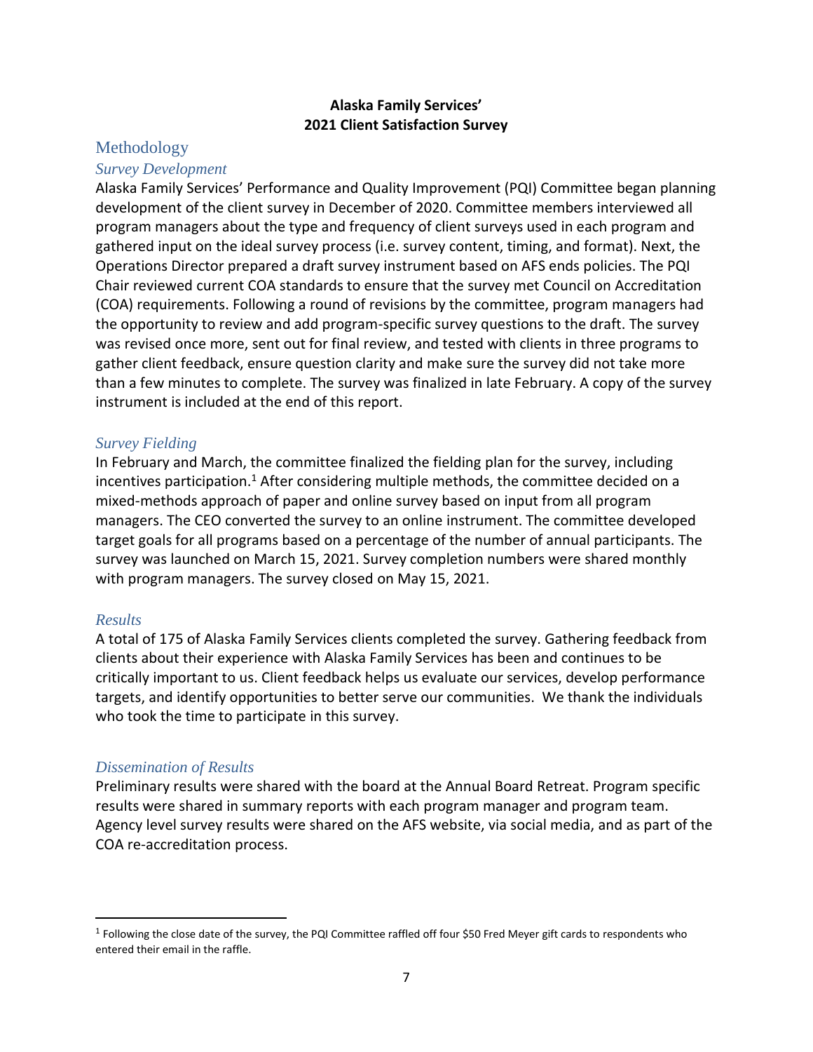**Alaska Family Services'**
**2021 Client Satisfaction Survey**

## Methodology

### *Survey Development*

Alaska Family Services' Performance and Quality Improvement (PQI) Committee began planning development of the client survey in December of 2020. Committee members interviewed all program managers about the type and frequency of client surveys used in each program and gathered input on the ideal survey process (i.e. survey content, timing, and format). Next, the Operations Director prepared a draft survey instrument based on AFS ends policies. The PQI Chair reviewed current COA standards to ensure that the survey met Council on Accreditation (COA) requirements. Following a round of revisions by the committee, program managers had the opportunity to review and add program-specific survey questions to the draft. The survey was revised once more, sent out for final review, and tested with clients in three programs to gather client feedback, ensure question clarity and make sure the survey did not take more than a few minutes to complete. The survey was finalized in late February. A copy of the survey instrument is included at the end of this report.

### *Survey Fielding*

In February and March, the committee finalized the fielding plan for the survey, including incentives participation.[1] After considering multiple methods, the committee decided on a mixed-methods approach of paper and online survey based on input from all program managers. The CEO converted the survey to an online instrument. The committee developed target goals for all programs based on a percentage of the number of annual participants. The survey was launched on March 15, 2021. Survey completion numbers were shared monthly with program managers. The survey closed on May 15, 2021.

### *Results*

A total of 175 of Alaska Family Services clients completed the survey. Gathering feedback from clients about their experience with Alaska Family Services has been and continues to be critically important to us. Client feedback helps us evaluate our services, develop performance targets, and identify opportunities to better serve our communities. We thank the individuals who took the time to participate in this survey.

### *Dissemination of Results*

Preliminary results were shared with the board at the Annual Board Retreat. Program specific results were shared in summary reports with each program manager and program team. Agency level survey results were shared on the AFS website, via social media, and as part of the COA re-accreditation process.

---

[1] Following the close date of the survey, the PQI Committee raffled off four $50 Fred Meyer gift cards to respondents who entered their email in the raffle.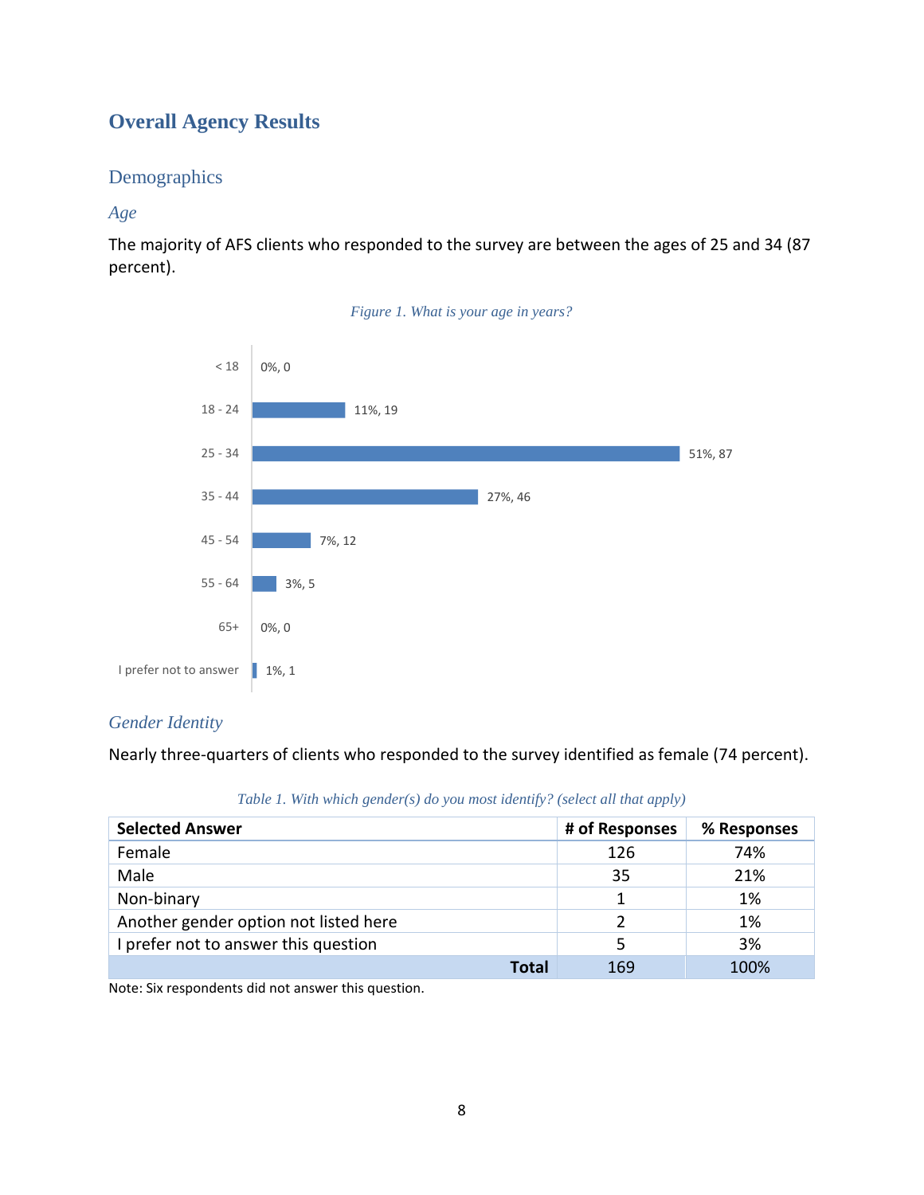# Overall Agency Results

## Demographics

### *Age*

The majority of AFS clients who responded to the survey are between the ages of 25 and 34 (87 percent).

*Figure 1. What is your age in years?*

| Age | Percent, Count |
|---|---|
| < 18 | 0%, 0 |
| 18 - 24 | 11%, 19 |
| 25 - 34 | 51%, 87 |
| 35 - 44 | 27%, 46 |
| 45 - 54 | 7%, 12 |
| 55 - 64 | 3%, 5 |
| 65+ | 0%, 0 |
| I prefer not to answer | 1%, 1 |

### *Gender Identity*

Nearly three-quarters of clients who responded to the survey identified as female (74 percent).

*Table 1. With which gender(s) do you most identify? (select all that apply)*

| Selected Answer | # of Responses | % Responses |
|---|---|---|
| Female | 126 | 74% |
| Male | 35 | 21% |
| Non-binary | 1 | 1% |
| Another gender option not listed here | 2 | 1% |
| I prefer not to answer this question | 5 | 3% |
| **Total** | 169 | 100% |

Note: Six respondents did not answer this question.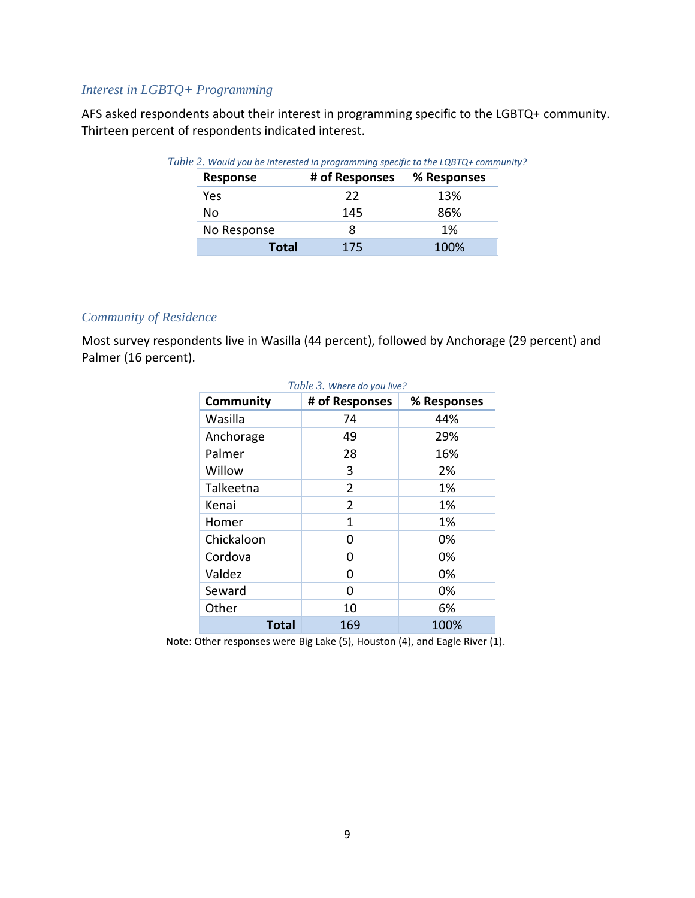### Interest in LGBTQ+ Programming

AFS asked respondents about their interest in programming specific to the LGBTQ+ community. Thirteen percent of respondents indicated interest.

*Table 2. Would you be interested in programming specific to the LQBTQ+ community?*

| Response | # of Responses | % Responses |
|---|---|---|
| Yes | 22 | 13% |
| No | 145 | 86% |
| No Response | 8 | 1% |
| **Total** | 175 | 100% |

### Community of Residence

Most survey respondents live in Wasilla (44 percent), followed by Anchorage (29 percent) and Palmer (16 percent).

*Table 3. Where do you live?*

| Community | # of Responses | % Responses |
|---|---|---|
| Wasilla | 74 | 44% |
| Anchorage | 49 | 29% |
| Palmer | 28 | 16% |
| Willow | 3 | 2% |
| Talkeetna | 2 | 1% |
| Kenai | 2 | 1% |
| Homer | 1 | 1% |
| Chickaloon | 0 | 0% |
| Cordova | 0 | 0% |
| Valdez | 0 | 0% |
| Seward | 0 | 0% |
| Other | 10 | 6% |
| **Total** | 169 | 100% |

Note: Other responses were Big Lake (5), Houston (4), and Eagle River (1).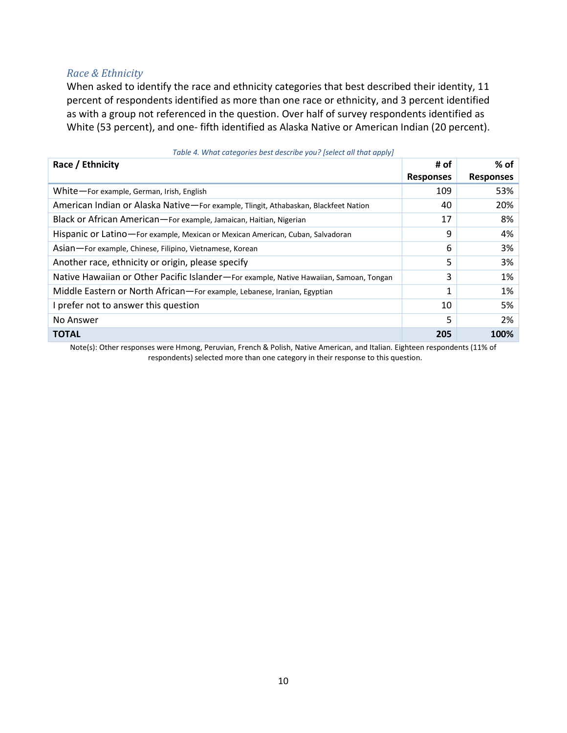### *Race & Ethnicity*

When asked to identify the race and ethnicity categories that best described their identity, 11 percent of respondents identified as more than one race or ethnicity, and 3 percent identified as with a group not referenced in the question. Over half of survey respondents identified as White (53 percent), and one- fifth identified as Alaska Native or American Indian (20 percent).

*Table 4. What categories best describe you? [select all that apply]*

| Race / Ethnicity | # of Responses | % of Responses |
|---|---|---|
| White—For example, German, Irish, English | 109 | 53% |
| American Indian or Alaska Native—For example, Tlingit, Athabaskan, Blackfeet Nation | 40 | 20% |
| Black or African American—For example, Jamaican, Haitian, Nigerian | 17 | 8% |
| Hispanic or Latino—For example, Mexican or Mexican American, Cuban, Salvadoran | 9 | 4% |
| Asian—For example, Chinese, Filipino, Vietnamese, Korean | 6 | 3% |
| Another race, ethnicity or origin, please specify | 5 | 3% |
| Native Hawaiian or Other Pacific Islander—For example, Native Hawaiian, Samoan, Tongan | 3 | 1% |
| Middle Eastern or North African—For example, Lebanese, Iranian, Egyptian | 1 | 1% |
| I prefer not to answer this question | 10 | 5% |
| No Answer | 5 | 2% |
| **TOTAL** | **205** | **100%** |

Note(s): Other responses were Hmong, Peruvian, French & Polish, Native American, and Italian. Eighteen respondents (11% of respondents) selected more than one category in their response to this question.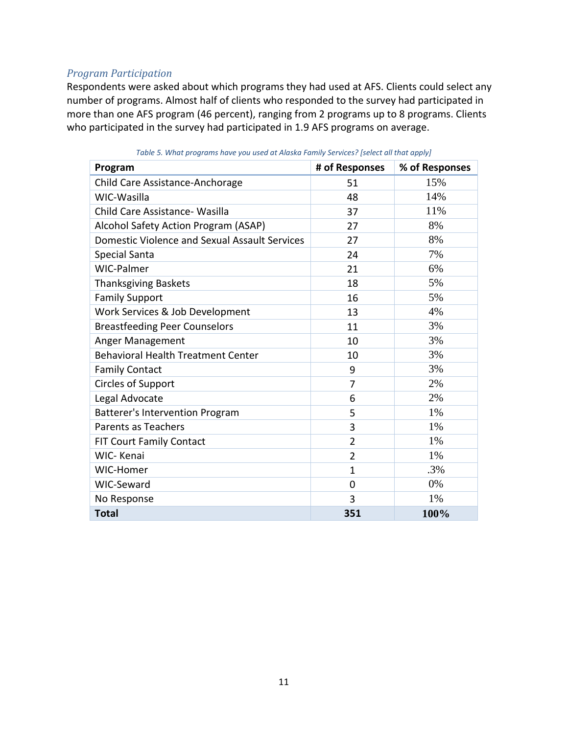### *Program Participation*

Respondents were asked about which programs they had used at AFS. Clients could select any number of programs. Almost half of clients who responded to the survey had participated in more than one AFS program (46 percent), ranging from 2 programs up to 8 programs. Clients who participated in the survey had participated in 1.9 AFS programs on average.

*Table 5. What programs have you used at Alaska Family Services? [select all that apply]*

| Program | # of Responses | % of Responses |
|---|---|---|
| Child Care Assistance-Anchorage | 51 | 15% |
| WIC-Wasilla | 48 | 14% |
| Child Care Assistance- Wasilla | 37 | 11% |
| Alcohol Safety Action Program (ASAP) | 27 | 8% |
| Domestic Violence and Sexual Assault Services | 27 | 8% |
| Special Santa | 24 | 7% |
| WIC-Palmer | 21 | 6% |
| Thanksgiving Baskets | 18 | 5% |
| Family Support | 16 | 5% |
| Work Services & Job Development | 13 | 4% |
| Breastfeeding Peer Counselors | 11 | 3% |
| Anger Management | 10 | 3% |
| Behavioral Health Treatment Center | 10 | 3% |
| Family Contact | 9 | 3% |
| Circles of Support | 7 | 2% |
| Legal Advocate | 6 | 2% |
| Batterer's Intervention Program | 5 | 1% |
| Parents as Teachers | 3 | 1% |
| FIT Court Family Contact | 2 | 1% |
| WIC- Kenai | 2 | 1% |
| WIC-Homer | 1 | .3% |
| WIC-Seward | 0 | 0% |
| No Response | 3 | 1% |
| **Total** | **351** | **100%** |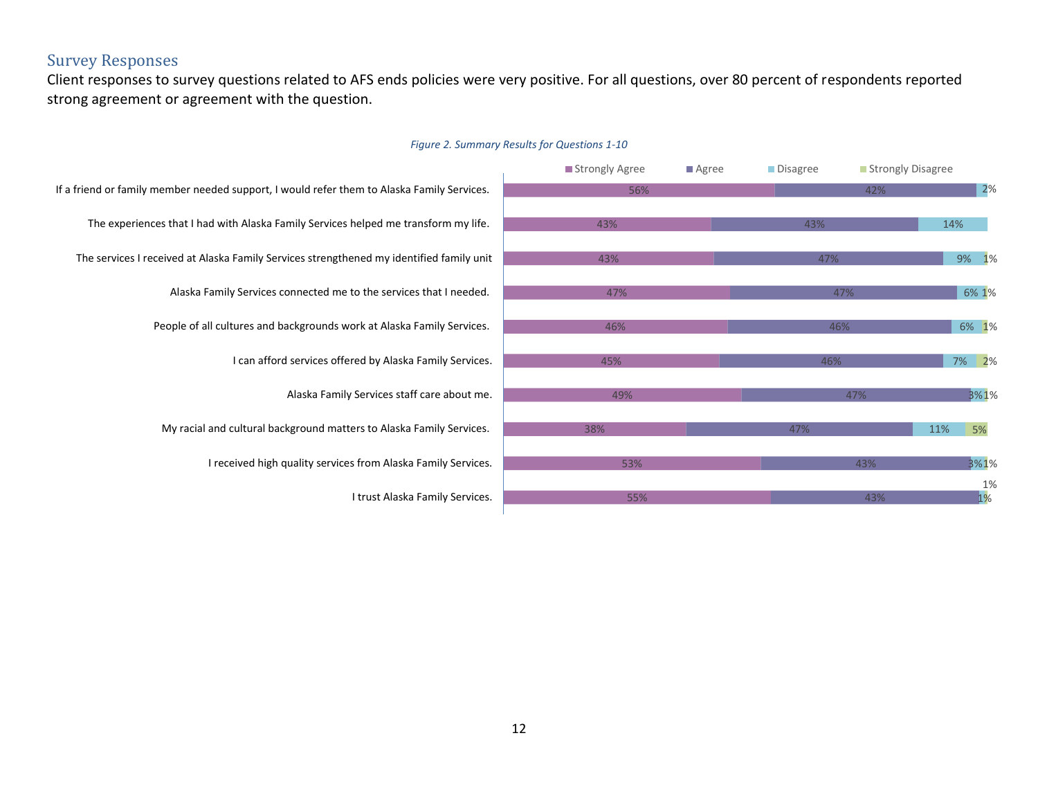## Survey Responses

Client responses to survey questions related to AFS ends policies were very positive. For all questions, over 80 percent of respondents reported strong agreement or agreement with the question.

*Figure 2. Summary Results for Questions 1-10*

| Question | Strongly Agree | Agree | Disagree | Strongly Disagree |
|---|---|---|---|---|
| If a friend or family member needed support, I would refer them to Alaska Family Services. | 56% | 42% | 2% | |
| The experiences that I had with Alaska Family Services helped me transform my life. | 43% | 43% | 14% | |
| The services I received at Alaska Family Services strengthened my identified family unit | 43% | 47% | 9% | 1% |
| Alaska Family Services connected me to the services that I needed. | 47% | 47% | 6% | 1% |
| People of all cultures and backgrounds work at Alaska Family Services. | 46% | 46% | 6% | 1% |
| I can afford services offered by Alaska Family Services. | 45% | 46% | 7% | 2% |
| Alaska Family Services staff care about me. | 49% | 47% | 3% | 1% |
| My racial and cultural background matters to Alaska Family Services. | 38% | 47% | 11% | 5% |
| I received high quality services from Alaska Family Services. | 53% | 43% | 3% | 1% |
| I trust Alaska Family Services. | 55% | 43% | 1% | 1% |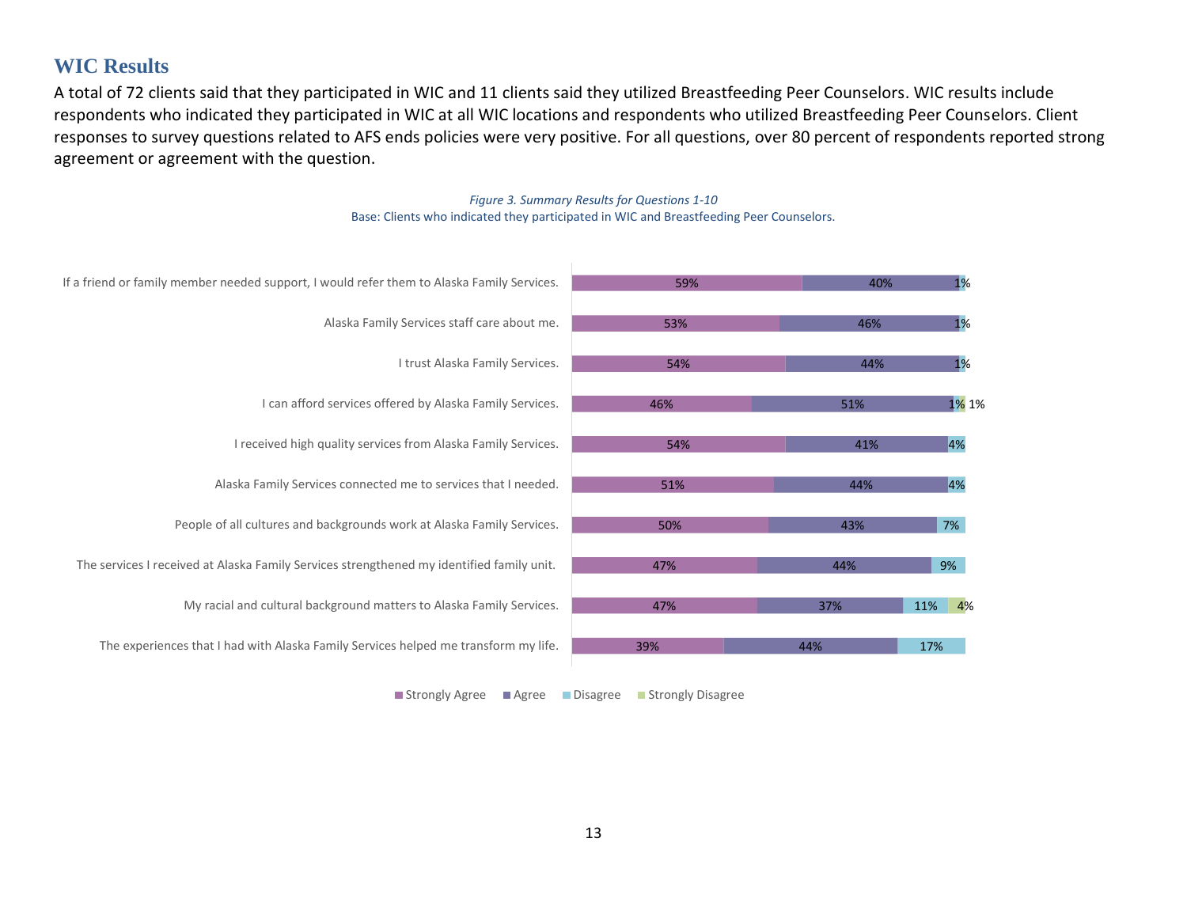## WIC Results

A total of 72 clients said that they participated in WIC and 11 clients said they utilized Breastfeeding Peer Counselors. WIC results include respondents who indicated they participated in WIC at all WIC locations and respondents who utilized Breastfeeding Peer Counselors. Client responses to survey questions related to AFS ends policies were very positive. For all questions, over 80 percent of respondents reported strong agreement or agreement with the question.

*Figure 3. Summary Results for Questions 1-10*

Base: Clients who indicated they participated in WIC and Breastfeeding Peer Counselors.

| Question | Strongly Agree | Agree | Disagree | Strongly Disagree |
|---|---|---|---|---|
| If a friend or family member needed support, I would refer them to Alaska Family Services. | 59% | 40% | 1% | |
| Alaska Family Services staff care about me. | 53% | 46% | 1% | |
| I trust Alaska Family Services. | 54% | 44% | 1% | |
| I can afford services offered by Alaska Family Services. | 46% | 51% | 1% | 1% |
| I received high quality services from Alaska Family Services. | 54% | 41% | 4% | |
| Alaska Family Services connected me to services that I needed. | 51% | 44% | 4% | |
| People of all cultures and backgrounds work at Alaska Family Services. | 50% | 43% | 7% | |
| The services I received at Alaska Family Services strengthened my identified family unit. | 47% | 44% | 9% | |
| My racial and cultural background matters to Alaska Family Services. | 47% | 37% | 11% | 4% |
| The experiences that I had with Alaska Family Services helped me transform my life. | 39% | 44% | 17% | |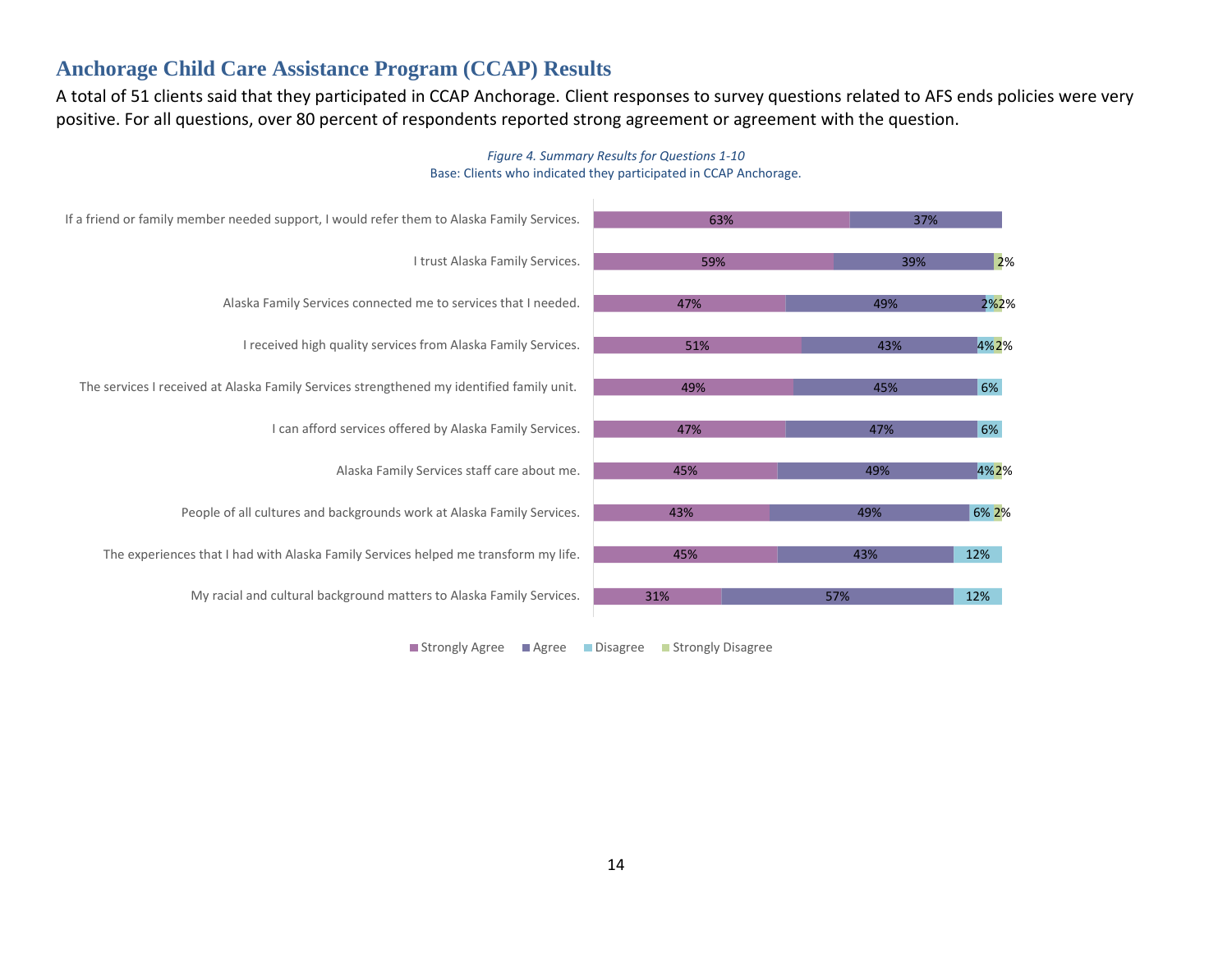## Anchorage Child Care Assistance Program (CCAP) Results

A total of 51 clients said that they participated in CCAP Anchorage. Client responses to survey questions related to AFS ends policies were very positive. For all questions, over 80 percent of respondents reported strong agreement or agreement with the question.

*Figure 4. Summary Results for Questions 1-10*

Base: Clients who indicated they participated in CCAP Anchorage.

| Question | Strongly Agree | Agree | Disagree | Strongly Disagree |
|---|---|---|---|---|
| If a friend or family member needed support, I would refer them to Alaska Family Services. | 63% | 37% | | |
| I trust Alaska Family Services. | 59% | 39% | | 2% |
| Alaska Family Services connected me to services that I needed. | 47% | 49% | 2% | 2% |
| I received high quality services from Alaska Family Services. | 51% | 43% | 4% | 2% |
| The services I received at Alaska Family Services strengthened my identified family unit. | 49% | 45% | 6% | |
| I can afford services offered by Alaska Family Services. | 47% | 47% | 6% | |
| Alaska Family Services staff care about me. | 45% | 49% | 4% | 2% |
| People of all cultures and backgrounds work at Alaska Family Services. | 43% | 49% | 6% | 2% |
| The experiences that I had with Alaska Family Services helped me transform my life. | 45% | 43% | 12% | |
| My racial and cultural background matters to Alaska Family Services. | 31% | 57% | 12% | |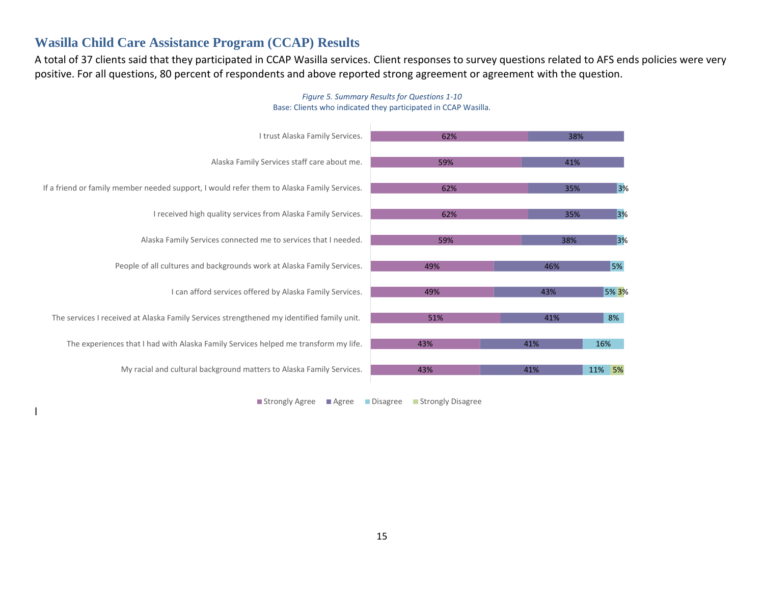## Wasilla Child Care Assistance Program (CCAP) Results

A total of 37 clients said that they participated in CCAP Wasilla services. Client responses to survey questions related to AFS ends policies were very positive. For all questions, 80 percent of respondents and above reported strong agreement or agreement with the question.

*Figure 5. Summary Results for Questions 1-10*

Base: Clients who indicated they participated in CCAP Wasilla.

| Question | Strongly Agree | Agree | Disagree | Strongly Disagree |
|---|---|---|---|---|
| I trust Alaska Family Services. | 62% | 38% | | |
| Alaska Family Services staff care about me. | 59% | 41% | | |
| If a friend or family member needed support, I would refer them to Alaska Family Services. | 62% | 35% | 3% | |
| I received high quality services from Alaska Family Services. | 62% | 35% | 3% | |
| Alaska Family Services connected me to services that I needed. | 59% | 38% | 3% | |
| People of all cultures and backgrounds work at Alaska Family Services. | 49% | 46% | 5% | |
| I can afford services offered by Alaska Family Services. | 49% | 43% | 5% | 3% |
| The services I received at Alaska Family Services strengthened my identified family unit. | 51% | 41% | 8% | |
| The experiences that I had with Alaska Family Services helped me transform my life. | 43% | 41% | 16% | |
| My racial and cultural background matters to Alaska Family Services. | 43% | 41% | 11% | 5% |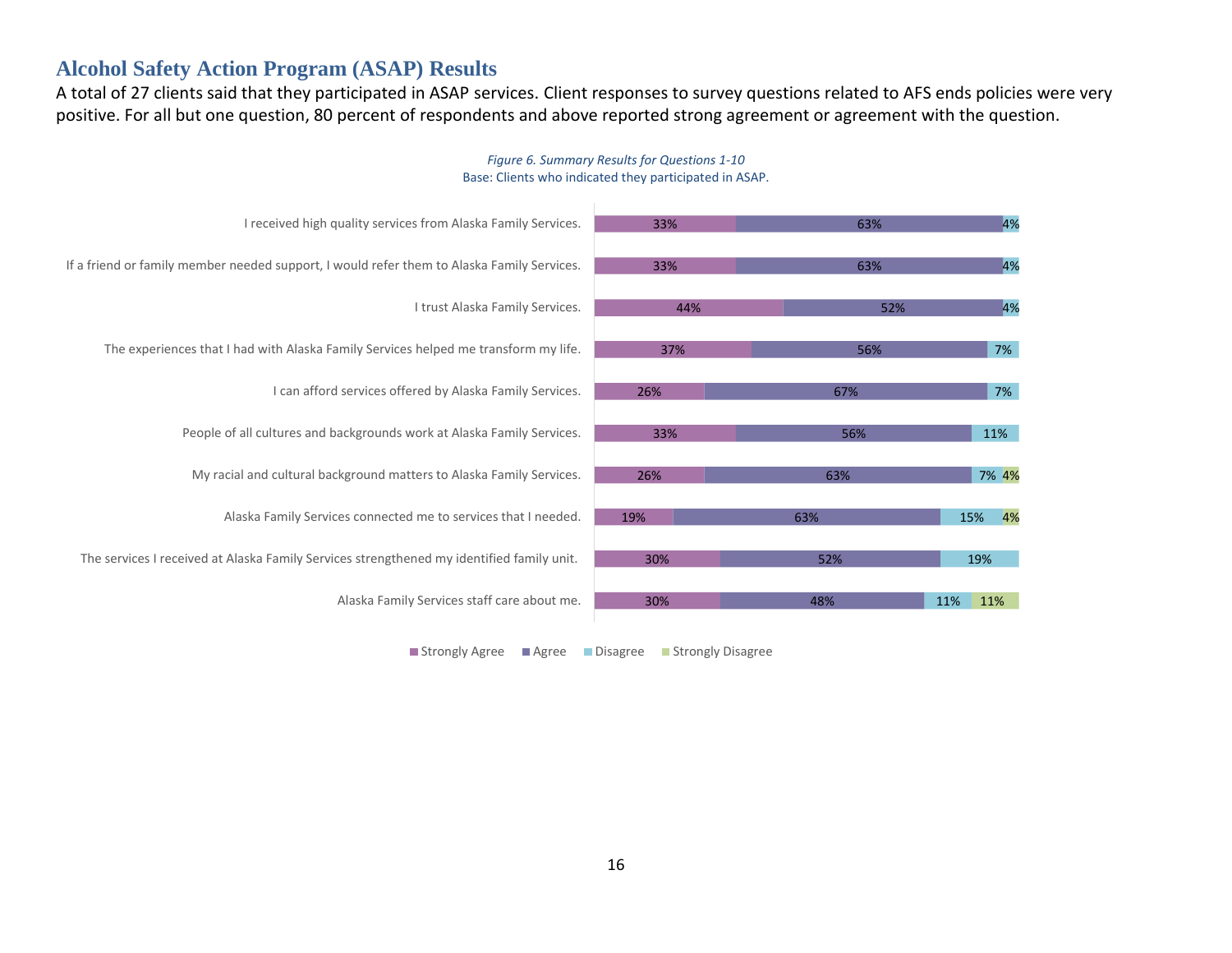## Alcohol Safety Action Program (ASAP) Results

A total of 27 clients said that they participated in ASAP services. Client responses to survey questions related to AFS ends policies were very positive. For all but one question, 80 percent of respondents and above reported strong agreement or agreement with the question.

*Figure 6. Summary Results for Questions 1-10*

Base: Clients who indicated they participated in ASAP.

| Question | Strongly Agree | Agree | Disagree | Strongly Disagree |
| --- | --- | --- | --- | --- |
| I received high quality services from Alaska Family Services. | 33% | 63% | 4% | |
| If a friend or family member needed support, I would refer them to Alaska Family Services. | 33% | 63% | 4% | |
| I trust Alaska Family Services. | 44% | 52% | 4% | |
| The experiences that I had with Alaska Family Services helped me transform my life. | 37% | 56% | 7% | |
| I can afford services offered by Alaska Family Services. | 26% | 67% | 7% | |
| People of all cultures and backgrounds work at Alaska Family Services. | 33% | 56% | 11% | |
| My racial and cultural background matters to Alaska Family Services. | 26% | 63% | 7% | 4% |
| Alaska Family Services connected me to services that I needed. | 19% | 63% | 15% | 4% |
| The services I received at Alaska Family Services strengthened my identified family unit. | 30% | 52% | 19% | |
| Alaska Family Services staff care about me. | 30% | 48% | 11% | 11% |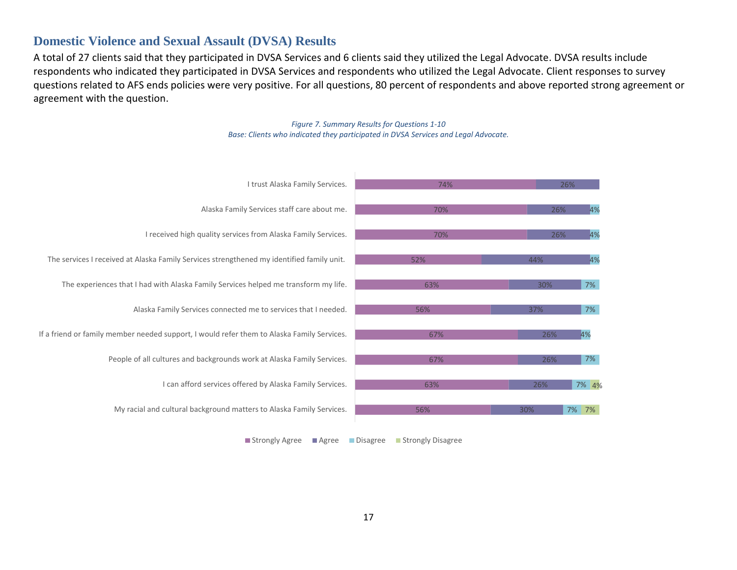## Domestic Violence and Sexual Assault (DVSA) Results

A total of 27 clients said that they participated in DVSA Services and 6 clients said they utilized the Legal Advocate. DVSA results include respondents who indicated they participated in DVSA Services and respondents who utilized the Legal Advocate. Client responses to survey questions related to AFS ends policies were very positive. For all questions, 80 percent of respondents and above reported strong agreement or agreement with the question.

*Figure 7. Summary Results for Questions 1-10*
*Base: Clients who indicated they participated in DVSA Services and Legal Advocate.*

| | Strongly Agree | Agree | Disagree | Strongly Disagree |
|---|---|---|---|---|
| I trust Alaska Family Services. | 74% | 26% | | |
| Alaska Family Services staff care about me. | 70% | 26% | 4% | |
| I received high quality services from Alaska Family Services. | 70% | 26% | 4% | |
| The services I received at Alaska Family Services strengthened my identified family unit. | 52% | 44% | 4% | |
| The experiences that I had with Alaska Family Services helped me transform my life. | 63% | 30% | 7% | |
| Alaska Family Services connected me to services that I needed. | 56% | 37% | 7% | |
| If a friend or family member needed support, I would refer them to Alaska Family Services. | 67% | 26% | 4% | |
| People of all cultures and backgrounds work at Alaska Family Services. | 67% | 26% | 7% | |
| I can afford services offered by Alaska Family Services. | 63% | 26% | 7% | 4% |
| My racial and cultural background matters to Alaska Family Services. | 56% | 30% | 7% | 7% |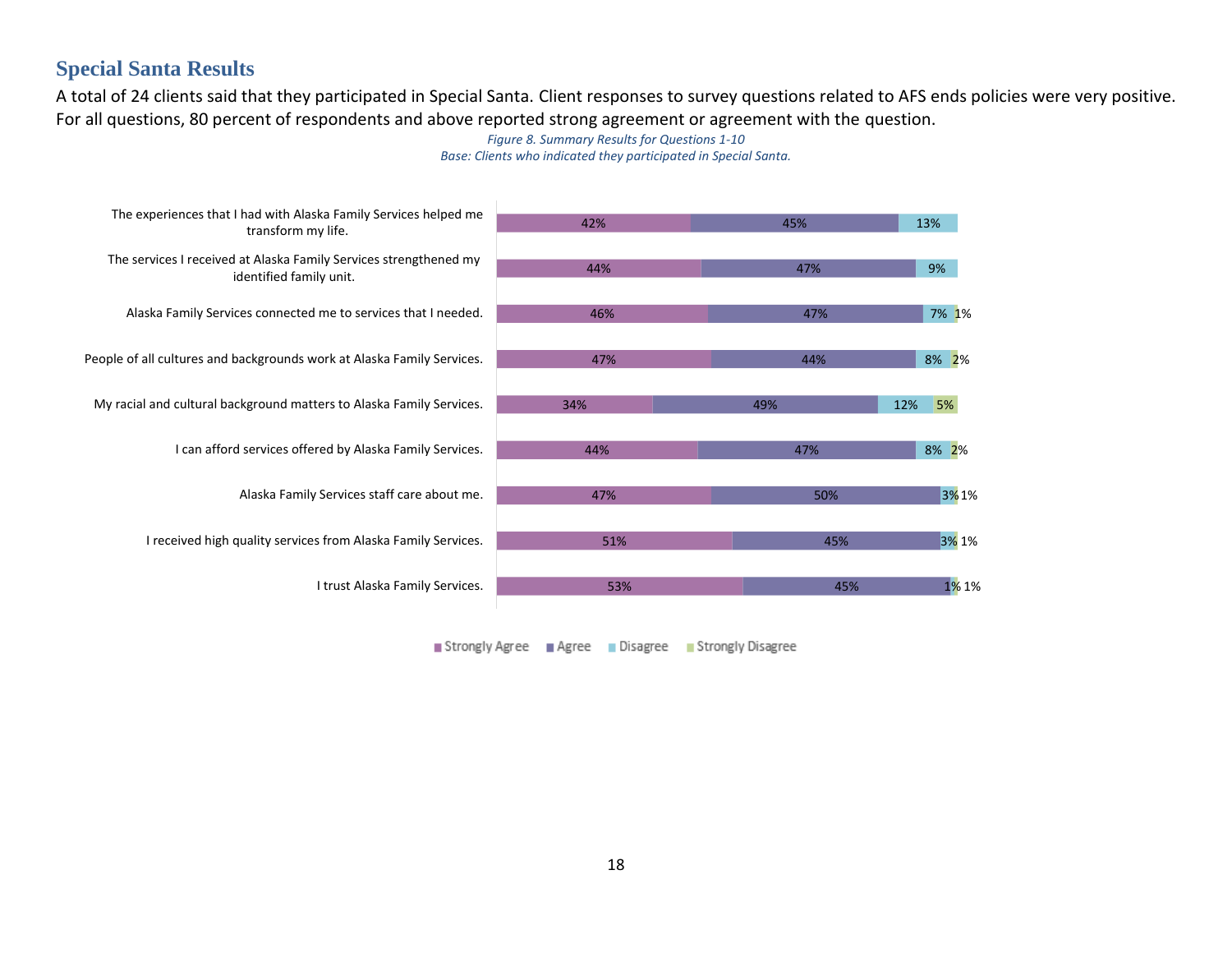## Special Santa Results

A total of 24 clients said that they participated in Special Santa. Client responses to survey questions related to AFS ends policies were very positive. For all questions, 80 percent of respondents and above reported strong agreement or agreement with the question.

*Figure 8. Summary Results for Questions 1-10*
*Base: Clients who indicated they participated in Special Santa.*

| Statement | Strongly Agree | Agree | Disagree | Strongly Disagree |
|---|---|---|---|---|
| The experiences that I had with Alaska Family Services helped me transform my life. | 42% | 45% | 13% | |
| The services I received at Alaska Family Services strengthened my identified family unit. | 44% | 47% | 9% | |
| Alaska Family Services connected me to services that I needed. | 46% | 47% | 7% | 1% |
| People of all cultures and backgrounds work at Alaska Family Services. | 47% | 44% | 8% | 2% |
| My racial and cultural background matters to Alaska Family Services. | 34% | 49% | 12% | 5% |
| I can afford services offered by Alaska Family Services. | 44% | 47% | 8% | 2% |
| Alaska Family Services staff care about me. | 47% | 50% | 3% | 1% |
| I received high quality services from Alaska Family Services. | 51% | 45% | 3% | 1% |
| I trust Alaska Family Services. | 53% | 45% | 1% | 1% |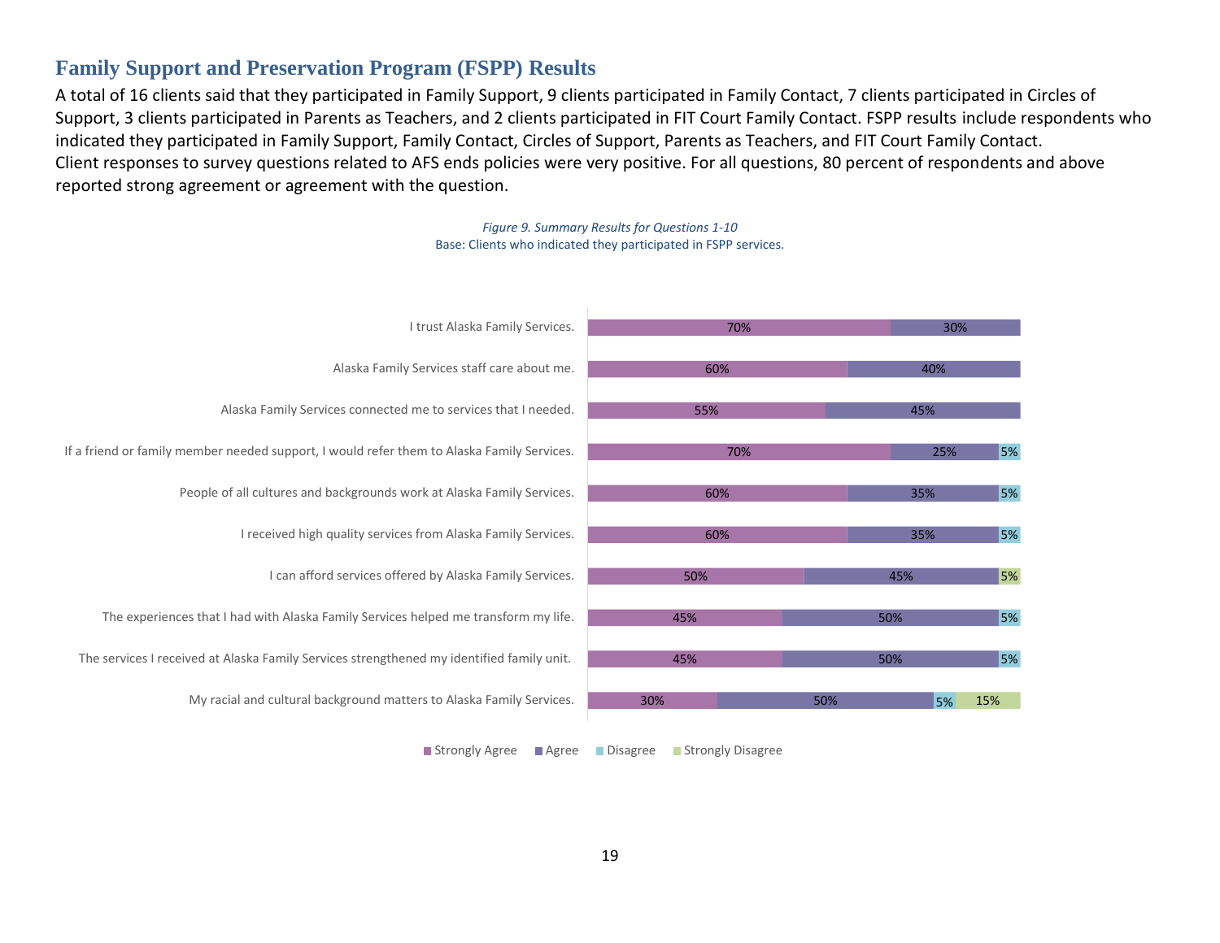## Family Support and Preservation Program (FSPP) Results

A total of 16 clients said that they participated in Family Support, 9 clients participated in Family Contact, 7 clients participated in Circles of Support, 3 clients participated in Parents as Teachers, and 2 clients participated in FIT Court Family Contact. FSPP results include respondents who indicated they participated in Family Support, Family Contact, Circles of Support, Parents as Teachers, and FIT Court Family Contact.

Client responses to survey questions related to AFS ends policies were very positive. For all questions, 80 percent of respondents and above reported strong agreement or agreement with the question.

*Figure 9. Summary Results for Questions 1-10*

Base: Clients who indicated they participated in FSPP services.

| Question | Strongly Agree | Agree | Disagree | Strongly Disagree |
|---|---|---|---|---|
| I trust Alaska Family Services. | 70% | 30% | | |
| Alaska Family Services staff care about me. | 60% | 40% | | |
| Alaska Family Services connected me to services that I needed. | 55% | 45% | | |
| If a friend or family member needed support, I would refer them to Alaska Family Services. | 70% | 25% | 5% | |
| People of all cultures and backgrounds work at Alaska Family Services. | 60% | 35% | 5% | |
| I received high quality services from Alaska Family Services. | 60% | 35% | 5% | |
| I can afford services offered by Alaska Family Services. | 50% | 45% | | 5% |
| The experiences that I had with Alaska Family Services helped me transform my life. | 45% | 50% | 5% | |
| The services I received at Alaska Family Services strengthened my identified family unit. | 45% | 50% | 5% | |
| My racial and cultural background matters to Alaska Family Services. | 30% | 50% | 5% | 15% |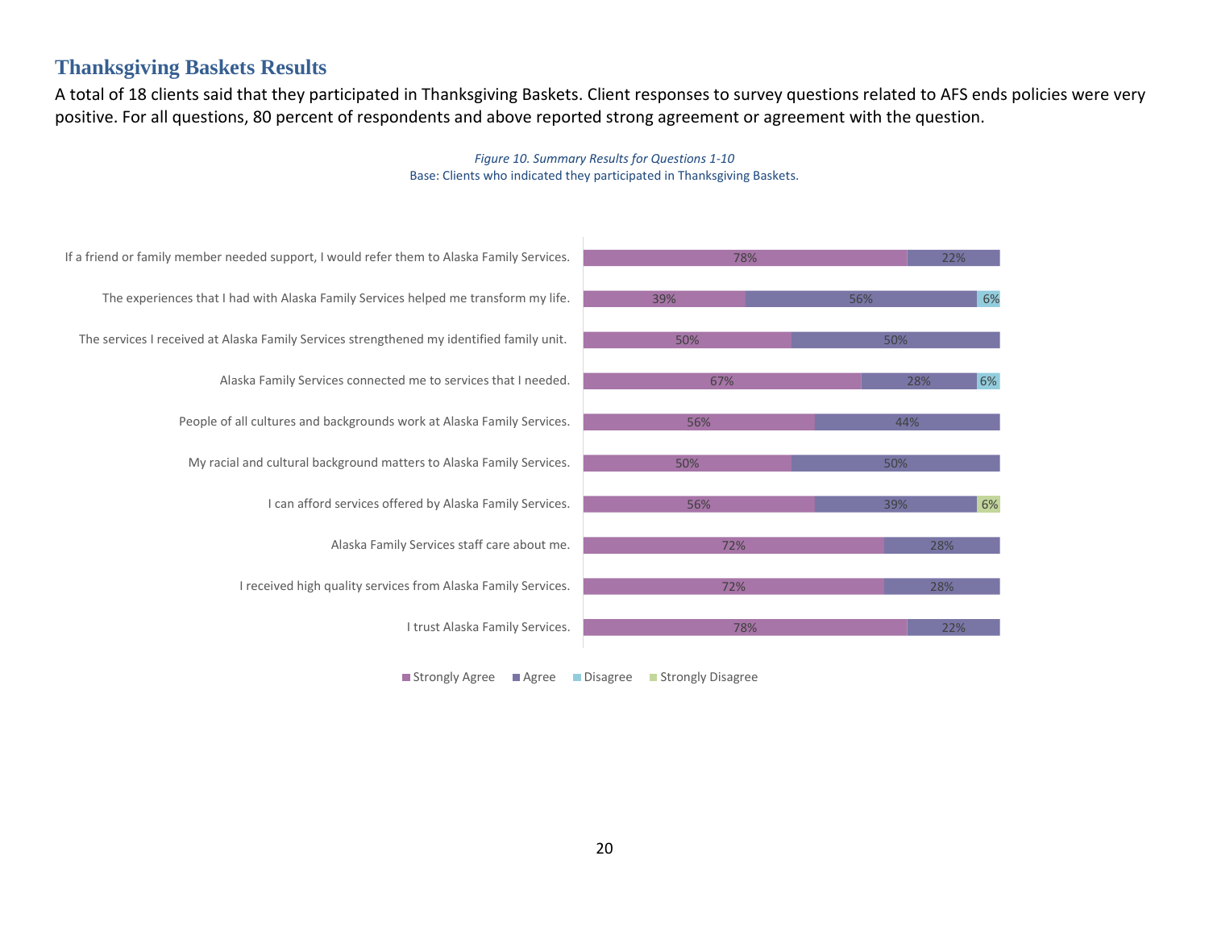## Thanksgiving Baskets Results

A total of 18 clients said that they participated in Thanksgiving Baskets. Client responses to survey questions related to AFS ends policies were very positive. For all questions, 80 percent of respondents and above reported strong agreement or agreement with the question.

*Figure 10. Summary Results for Questions 1-10*
Base: Clients who indicated they participated in Thanksgiving Baskets.

| Question | Strongly Agree | Agree | Disagree | Strongly Disagree |
|---|---|---|---|---|
| If a friend or family member needed support, I would refer them to Alaska Family Services. | 78% | 22% | | |
| The experiences that I had with Alaska Family Services helped me transform my life. | 39% | 56% | 6% | |
| The services I received at Alaska Family Services strengthened my identified family unit. | 50% | 50% | | |
| Alaska Family Services connected me to services that I needed. | 67% | 28% | 6% | |
| People of all cultures and backgrounds work at Alaska Family Services. | 56% | 44% | | |
| My racial and cultural background matters to Alaska Family Services. | 50% | 50% | | |
| I can afford services offered by Alaska Family Services. | 56% | 39% | | 6% |
| Alaska Family Services staff care about me. | 72% | 28% | | |
| I received high quality services from Alaska Family Services. | 72% | 28% | | |
| I trust Alaska Family Services. | 78% | 22% | | |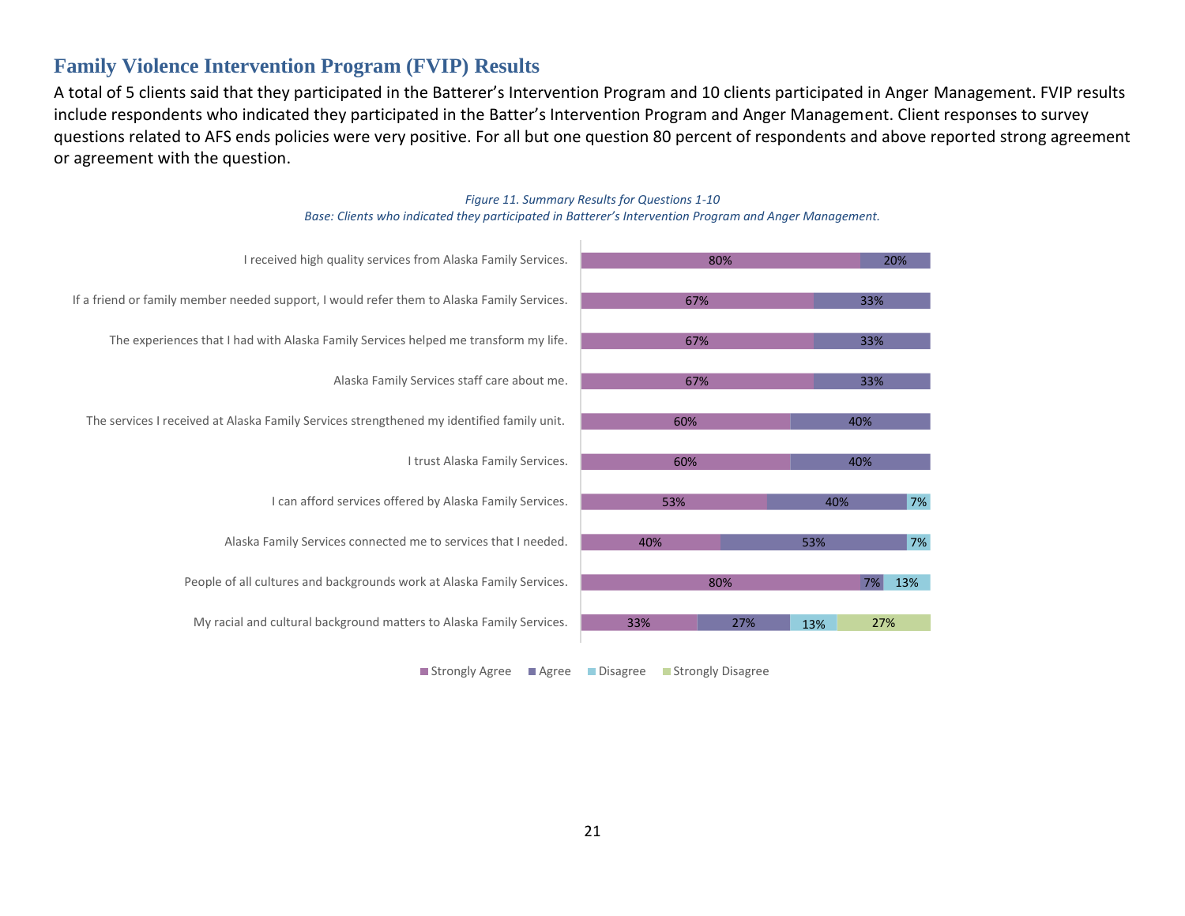## Family Violence Intervention Program (FVIP) Results

A total of 5 clients said that they participated in the Batterer's Intervention Program and 10 clients participated in Anger Management. FVIP results include respondents who indicated they participated in the Batter's Intervention Program and Anger Management. Client responses to survey questions related to AFS ends policies were very positive. For all but one question 80 percent of respondents and above reported strong agreement or agreement with the question.

*Figure 11. Summary Results for Questions 1-10*
*Base: Clients who indicated they participated in Batterer's Intervention Program and Anger Management.*

| Question | Strongly Agree | Agree | Disagree | Strongly Disagree |
|---|---|---|---|---|
| I received high quality services from Alaska Family Services. | 80% | 20% | | |
| If a friend or family member needed support, I would refer them to Alaska Family Services. | 67% | 33% | | |
| The experiences that I had with Alaska Family Services helped me transform my life. | 67% | 33% | | |
| Alaska Family Services staff care about me. | 67% | 33% | | |
| The services I received at Alaska Family Services strengthened my identified family unit. | 60% | 40% | | |
| I trust Alaska Family Services. | 60% | 40% | | |
| I can afford services offered by Alaska Family Services. | 53% | 40% | 7% | |
| Alaska Family Services connected me to services that I needed. | 40% | 53% | 7% | |
| People of all cultures and backgrounds work at Alaska Family Services. | 80% | 7% | 13% | |
| My racial and cultural background matters to Alaska Family Services. | 33% | 27% | 13% | 27% |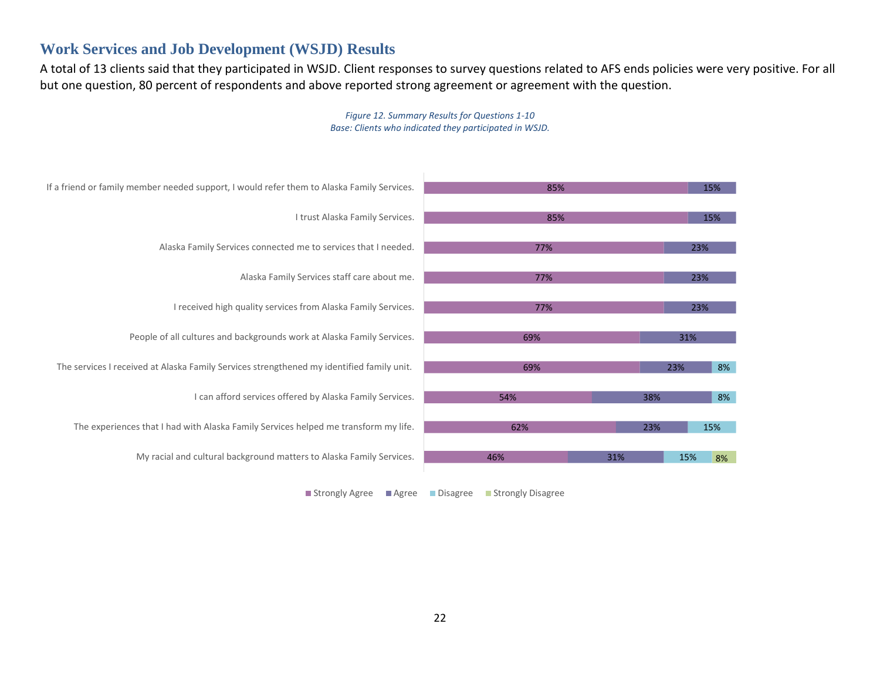## Work Services and Job Development (WSJD) Results

A total of 13 clients said that they participated in WSJD. Client responses to survey questions related to AFS ends policies were very positive. For all but one question, 80 percent of respondents and above reported strong agreement or agreement with the question.

*Figure 12. Summary Results for Questions 1-10*
*Base: Clients who indicated they participated in WSJD.*

| Question | Strongly Agree | Agree | Disagree | Strongly Disagree |
| --- | --- | --- | --- | --- |
| If a friend or family member needed support, I would refer them to Alaska Family Services. | 85% | 15% | | |
| I trust Alaska Family Services. | 85% | 15% | | |
| Alaska Family Services connected me to services that I needed. | 77% | 23% | | |
| Alaska Family Services staff care about me. | 77% | 23% | | |
| I received high quality services from Alaska Family Services. | 77% | 23% | | |
| People of all cultures and backgrounds work at Alaska Family Services. | 69% | 31% | | |
| The services I received at Alaska Family Services strengthened my identified family unit. | 69% | 23% | 8% | |
| I can afford services offered by Alaska Family Services. | 54% | 38% | 8% | |
| The experiences that I had with Alaska Family Services helped me transform my life. | 62% | 23% | 15% | |
| My racial and cultural background matters to Alaska Family Services. | 46% | 31% | 15% | 8% |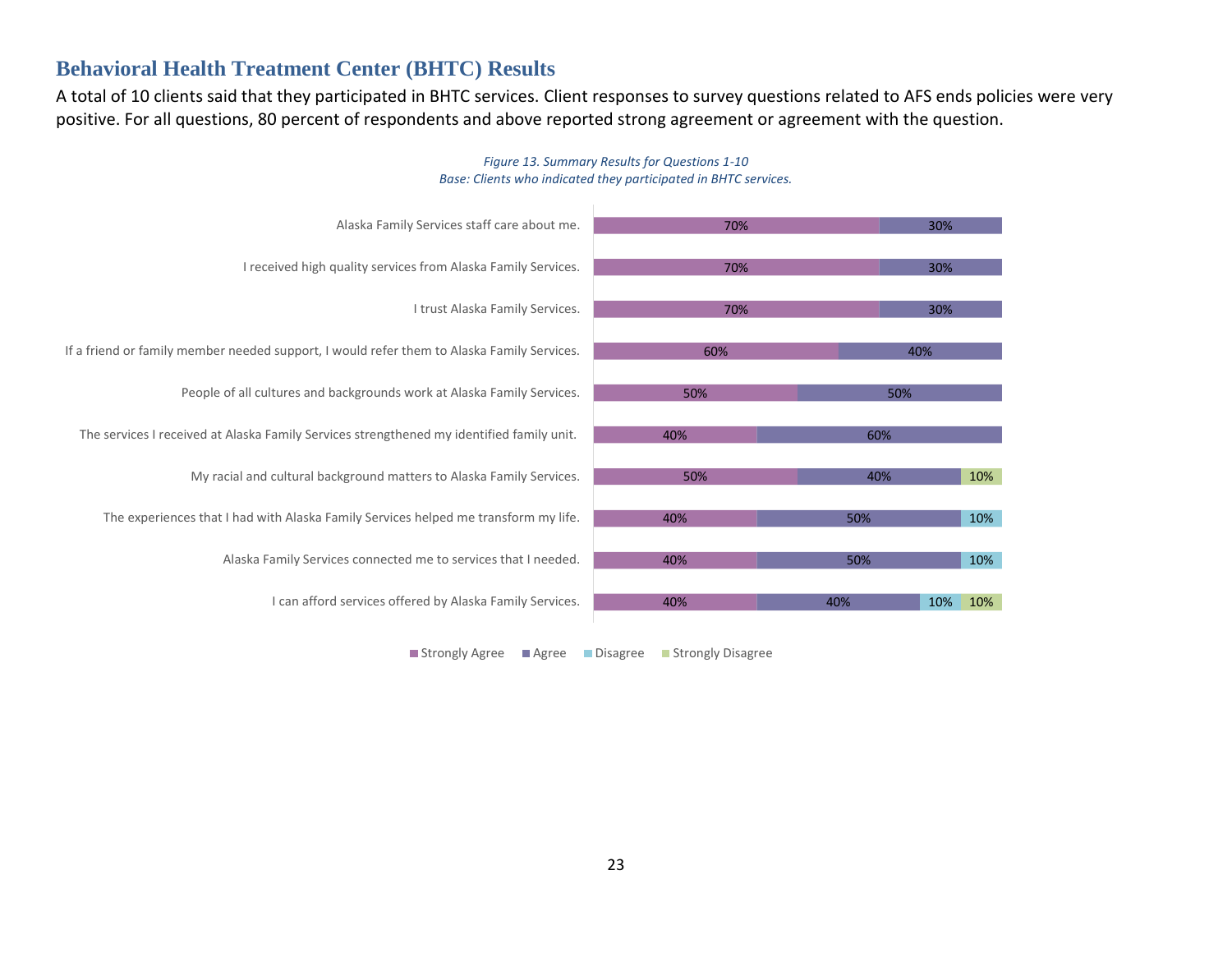## Behavioral Health Treatment Center (BHTC) Results

A total of 10 clients said that they participated in BHTC services. Client responses to survey questions related to AFS ends policies were very positive. For all questions, 80 percent of respondents and above reported strong agreement or agreement with the question.

*Figure 13. Summary Results for Questions 1-10*
*Base: Clients who indicated they participated in BHTC services.*

| Question | Strongly Agree | Agree | Disagree | Strongly Disagree |
| --- | --- | --- | --- | --- |
| Alaska Family Services staff care about me. | 70% | 30% | | |
| I received high quality services from Alaska Family Services. | 70% | 30% | | |
| I trust Alaska Family Services. | 70% | 30% | | |
| If a friend or family member needed support, I would refer them to Alaska Family Services. | 60% | 40% | | |
| People of all cultures and backgrounds work at Alaska Family Services. | 50% | 50% | | |
| The services I received at Alaska Family Services strengthened my identified family unit. | 40% | 60% | | |
| My racial and cultural background matters to Alaska Family Services. | 50% | 40% | | 10% |
| The experiences that I had with Alaska Family Services helped me transform my life. | 40% | 50% | 10% | |
| Alaska Family Services connected me to services that I needed. | 40% | 50% | 10% | |
| I can afford services offered by Alaska Family Services. | 40% | 40% | 10% | 10% |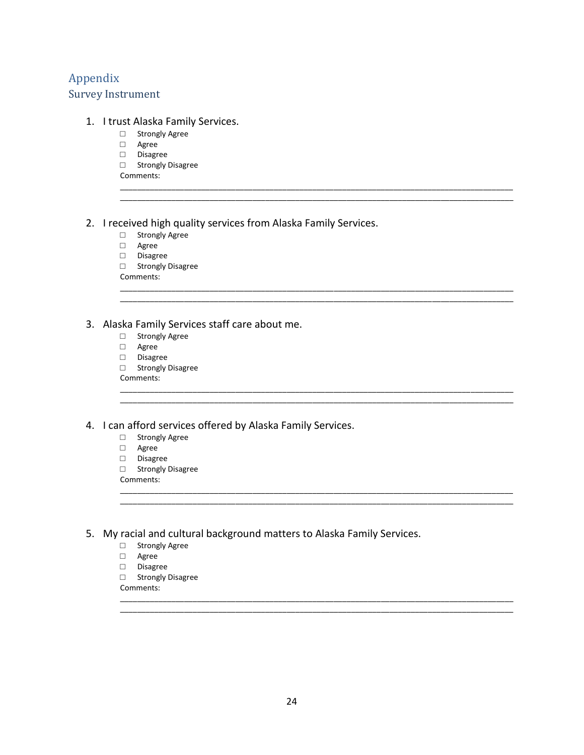# Appendix

## Survey Instrument

1. I trust Alaska Family Services.
   - ☐ Strongly Agree
   - ☐ Agree
   - ☐ Disagree
   - ☐ Strongly Disagree

   Comments:
   ________________________________________________________________________________
   ________________________________________________________________________________

2. I received high quality services from Alaska Family Services.
   - ☐ Strongly Agree
   - ☐ Agree
   - ☐ Disagree
   - ☐ Strongly Disagree

   Comments:
   ________________________________________________________________________________
   ________________________________________________________________________________

3. Alaska Family Services staff care about me.
   - ☐ Strongly Agree
   - ☐ Agree
   - ☐ Disagree
   - ☐ Strongly Disagree

   Comments:
   ________________________________________________________________________________
   ________________________________________________________________________________

4. I can afford services offered by Alaska Family Services.
   - ☐ Strongly Agree
   - ☐ Agree
   - ☐ Disagree
   - ☐ Strongly Disagree

   Comments:
   ________________________________________________________________________________
   ________________________________________________________________________________

5. My racial and cultural background matters to Alaska Family Services.
   - ☐ Strongly Agree
   - ☐ Agree
   - ☐ Disagree
   - ☐ Strongly Disagree

   Comments:
   ________________________________________________________________________________
   ________________________________________________________________________________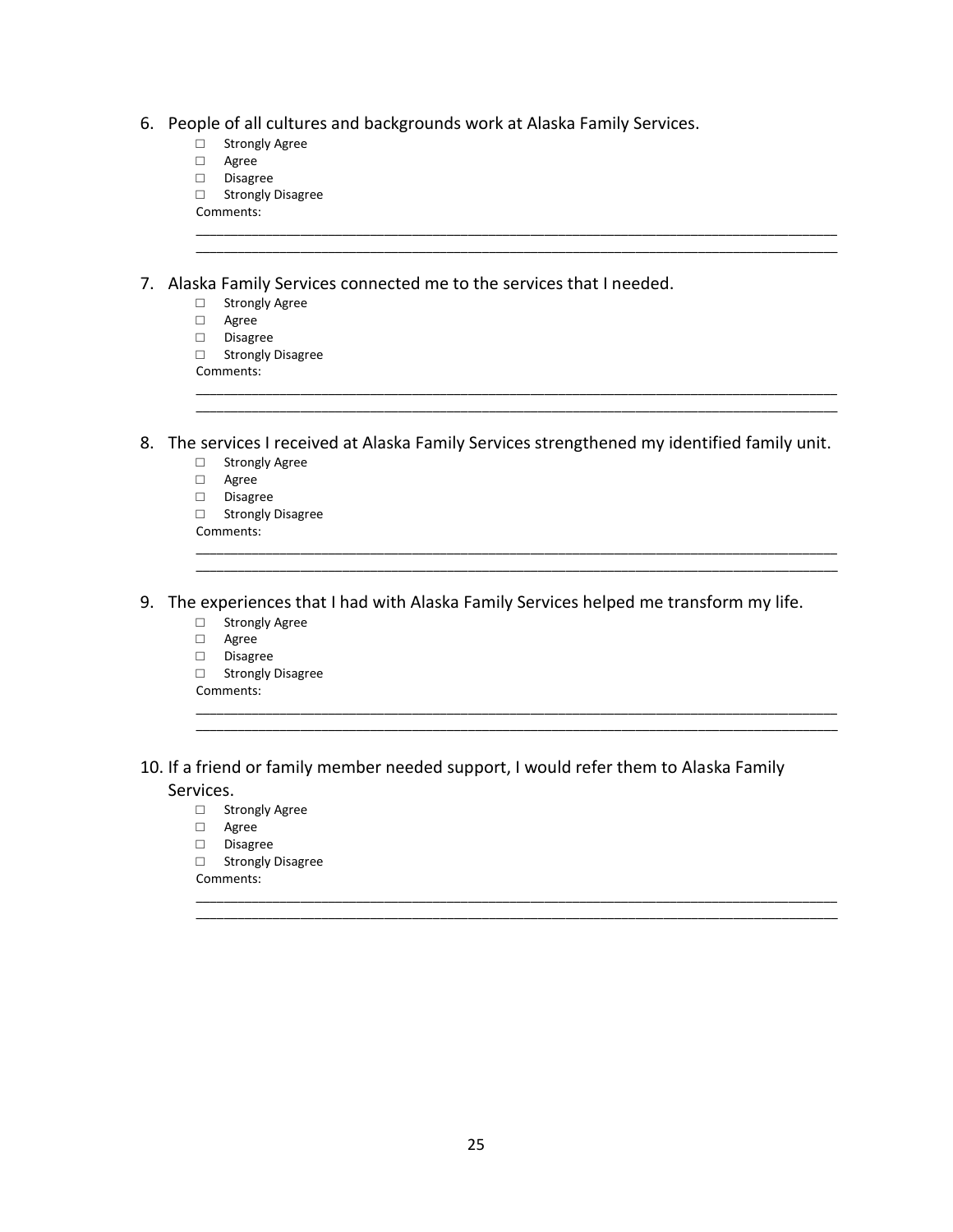6. People of all cultures and backgrounds work at Alaska Family Services.
   - ☐ Strongly Agree
   - ☐ Agree
   - ☐ Disagree
   - ☐ Strongly Disagree

   Comments:
   ______________________________________________________________________________
   ______________________________________________________________________________

7. Alaska Family Services connected me to the services that I needed.
   - ☐ Strongly Agree
   - ☐ Agree
   - ☐ Disagree
   - ☐ Strongly Disagree

   Comments:
   ______________________________________________________________________________
   ______________________________________________________________________________

8. The services I received at Alaska Family Services strengthened my identified family unit.
   - ☐ Strongly Agree
   - ☐ Agree
   - ☐ Disagree
   - ☐ Strongly Disagree

   Comments:
   ______________________________________________________________________________
   ______________________________________________________________________________

9. The experiences that I had with Alaska Family Services helped me transform my life.
   - ☐ Strongly Agree
   - ☐ Agree
   - ☐ Disagree
   - ☐ Strongly Disagree

   Comments:
   ______________________________________________________________________________
   ______________________________________________________________________________

10. If a friend or family member needed support, I would refer them to Alaska Family Services.
    - ☐ Strongly Agree
    - ☐ Agree
    - ☐ Disagree
    - ☐ Strongly Disagree

    Comments:
    ______________________________________________________________________________
    ______________________________________________________________________________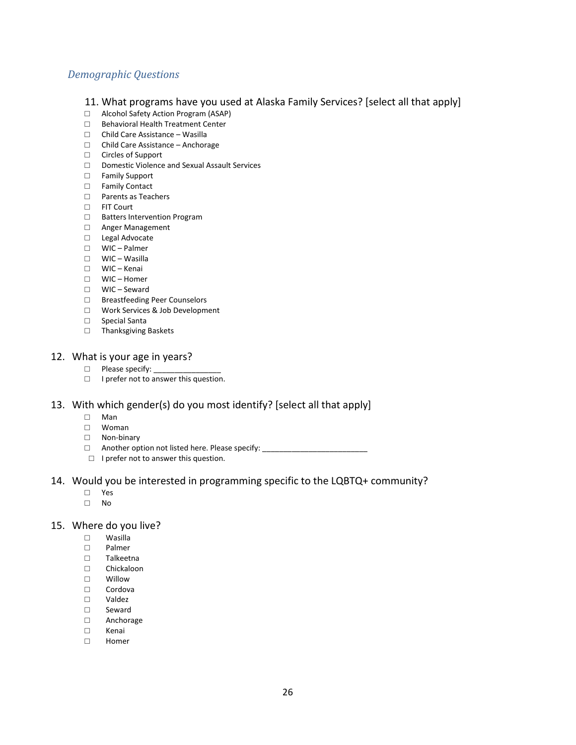### *Demographic Questions*

11. What programs have you used at Alaska Family Services? [select all that apply]

- ☐ Alcohol Safety Action Program (ASAP)
- ☐ Behavioral Health Treatment Center
- ☐ Child Care Assistance – Wasilla
- ☐ Child Care Assistance – Anchorage
- ☐ Circles of Support
- ☐ Domestic Violence and Sexual Assault Services
- ☐ Family Support
- ☐ Family Contact
- ☐ Parents as Teachers
- ☐ FIT Court
- ☐ Batters Intervention Program
- ☐ Anger Management
- ☐ Legal Advocate
- ☐ WIC – Palmer
- ☐ WIC – Wasilla
- ☐ WIC – Kenai
- ☐ WIC – Homer
- ☐ WIC – Seward
- ☐ Breastfeeding Peer Counselors
- ☐ Work Services & Job Development
- ☐ Special Santa
- ☐ Thanksgiving Baskets

12. What is your age in years?

- ☐ Please specify: _______________
- ☐ I prefer not to answer this question.

13. With which gender(s) do you most identify? [select all that apply]

- ☐ Man
- ☐ Woman
- ☐ Non-binary
- ☐ Another option not listed here. Please specify: ________________________
- ☐ I prefer not to answer this question.

14. Would you be interested in programming specific to the LQBTQ+ community?

- ☐ Yes
- ☐ No

15. Where do you live?

- ☐ Wasilla
- ☐ Palmer
- ☐ Talkeetna
- ☐ Chickaloon
- ☐ Willow
- ☐ Cordova
- ☐ Valdez
- ☐ Seward
- ☐ Anchorage
- ☐ Kenai
- ☐ Homer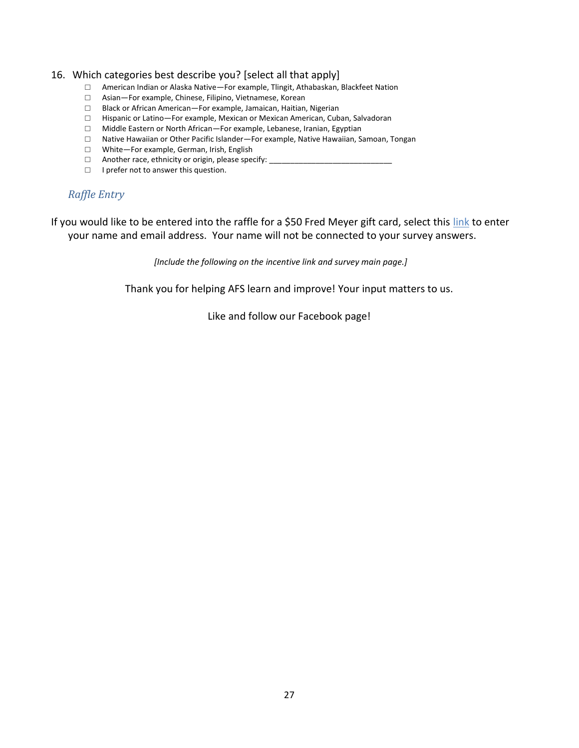16. Which categories best describe you? [select all that apply]
    - ☐ American Indian or Alaska Native—For example, Tlingit, Athabaskan, Blackfeet Nation
    - ☐ Asian—For example, Chinese, Filipino, Vietnamese, Korean
    - ☐ Black or African American—For example, Jamaican, Haitian, Nigerian
    - ☐ Hispanic or Latino—For example, Mexican or Mexican American, Cuban, Salvadoran
    - ☐ Middle Eastern or North African—For example, Lebanese, Iranian, Egyptian
    - ☐ Native Hawaiian or Other Pacific Islander—For example, Native Hawaiian, Samoan, Tongan
    - ☐ White—For example, German, Irish, English
    - ☐ Another race, ethnicity or origin, please specify: ____________________________
    - ☐ I prefer not to answer this question.

## *Raffle Entry*

If you would like to be entered into the raffle for a $50 Fred Meyer gift card, select this link to enter your name and email address. Your name will not be connected to your survey answers.

*[Include the following on the incentive link and survey main page.]*

Thank you for helping AFS learn and improve! Your input matters to us.

Like and follow our Facebook page!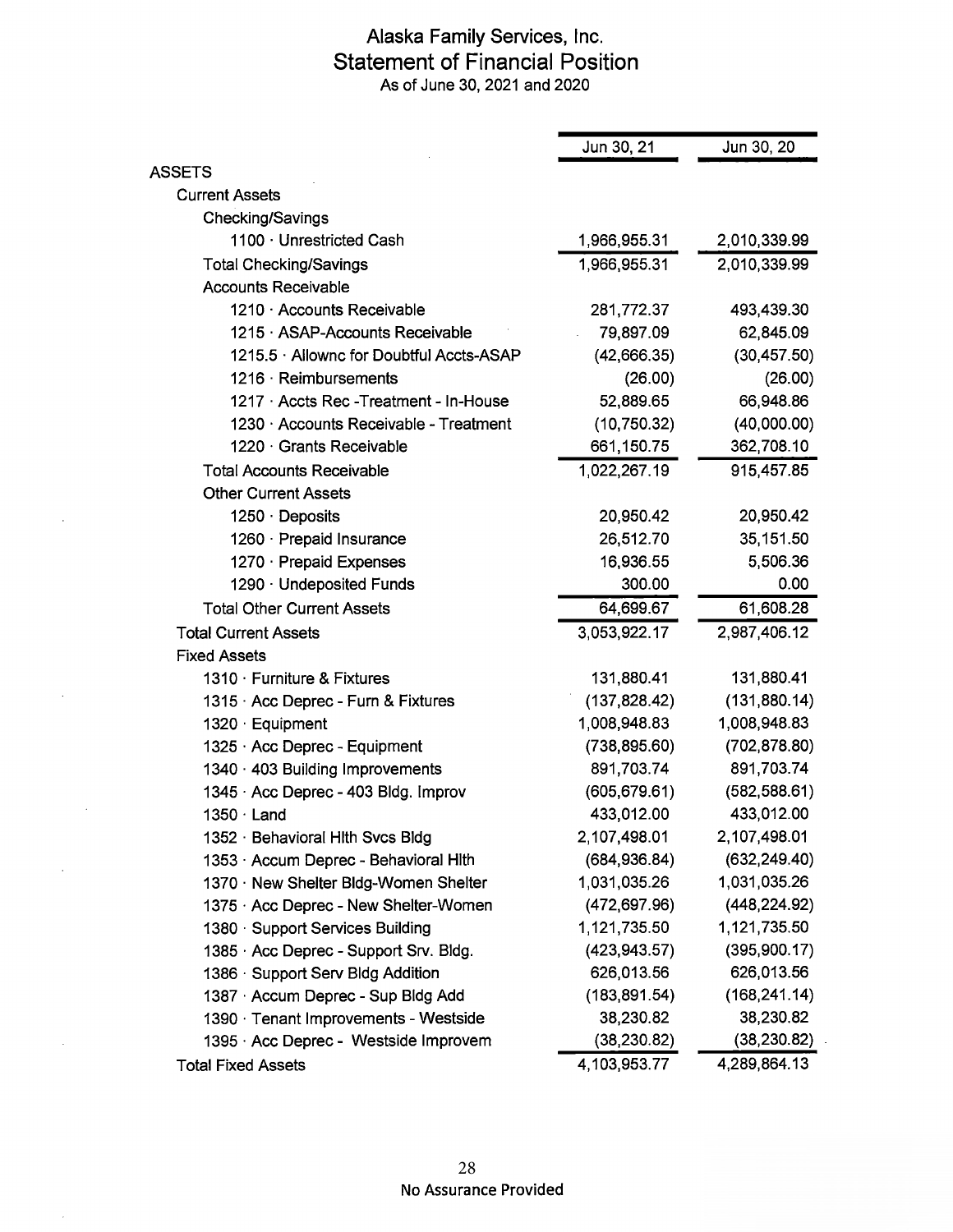# Alaska Family Services, Inc.
## Statement of Financial Position
As of June 30, 2021 and 2020

| | Jun 30, 21 | Jun 30, 20 |
|---|---|---|
| ASSETS | | |
| Current Assets | | |
| Checking/Savings | | |
| 1100 · Unrestricted Cash | 1,966,955.31 | 2,010,339.99 |
| Total Checking/Savings | 1,966,955.31 | 2,010,339.99 |
| Accounts Receivable | | |
| 1210 · Accounts Receivable | 281,772.37 | 493,439.30 |
| 1215 · ASAP-Accounts Receivable | 79,897.09 | 62,845.09 |
| 1215.5 · Allownc for Doubtful Accts-ASAP | (42,666.35) | (30,457.50) |
| 1216 · Reimbursements | (26.00) | (26.00) |
| 1217 · Accts Rec -Treatment - In-House | 52,889.65 | 66,948.86 |
| 1230 · Accounts Receivable - Treatment | (10,750.32) | (40,000.00) |
| 1220 · Grants Receivable | 661,150.75 | 362,708.10 |
| Total Accounts Receivable | 1,022,267.19 | 915,457.85 |
| Other Current Assets | | |
| 1250 · Deposits | 20,950.42 | 20,950.42 |
| 1260 · Prepaid Insurance | 26,512.70 | 35,151.50 |
| 1270 · Prepaid Expenses | 16,936.55 | 5,506.36 |
| 1290 · Undeposited Funds | 300.00 | 0.00 |
| Total Other Current Assets | 64,699.67 | 61,608.28 |
| Total Current Assets | 3,053,922.17 | 2,987,406.12 |
| Fixed Assets | | |
| 1310 · Furniture & Fixtures | 131,880.41 | 131,880.41 |
| 1315 · Acc Deprec - Furn & Fixtures | (137,828.42) | (131,880.14) |
| 1320 · Equipment | 1,008,948.83 | 1,008,948.83 |
| 1325 · Acc Deprec - Equipment | (738,895.60) | (702,878.80) |
| 1340 · 403 Building Improvements | 891,703.74 | 891,703.74 |
| 1345 · Acc Deprec - 403 Bldg. Improv | (605,679.61) | (582,588.61) |
| 1350 · Land | 433,012.00 | 433,012.00 |
| 1352 · Behavioral Hlth Svcs Bldg | 2,107,498.01 | 2,107,498.01 |
| 1353 · Accum Deprec - Behavioral Hlth | (684,936.84) | (632,249.40) |
| 1370 · New Shelter Bldg-Women Shelter | 1,031,035.26 | 1,031,035.26 |
| 1375 · Acc Deprec - New Shelter-Women | (472,697.96) | (448,224.92) |
| 1380 · Support Services Building | 1,121,735.50 | 1,121,735.50 |
| 1385 · Acc Deprec - Support Srv. Bldg. | (423,943.57) | (395,900.17) |
| 1386 · Support Serv Bldg Addition | 626,013.56 | 626,013.56 |
| 1387 · Accum Deprec - Sup Bldg Add | (183,891.54) | (168,241.14) |
| 1390 · Tenant Improvements - Westside | 38,230.82 | 38,230.82 |
| 1395 · Acc Deprec - Westside Improvem | (38,230.82) | (38,230.82) |
| Total Fixed Assets | 4,103,953.77 | 4,289,864.13 |

No Assurance Provided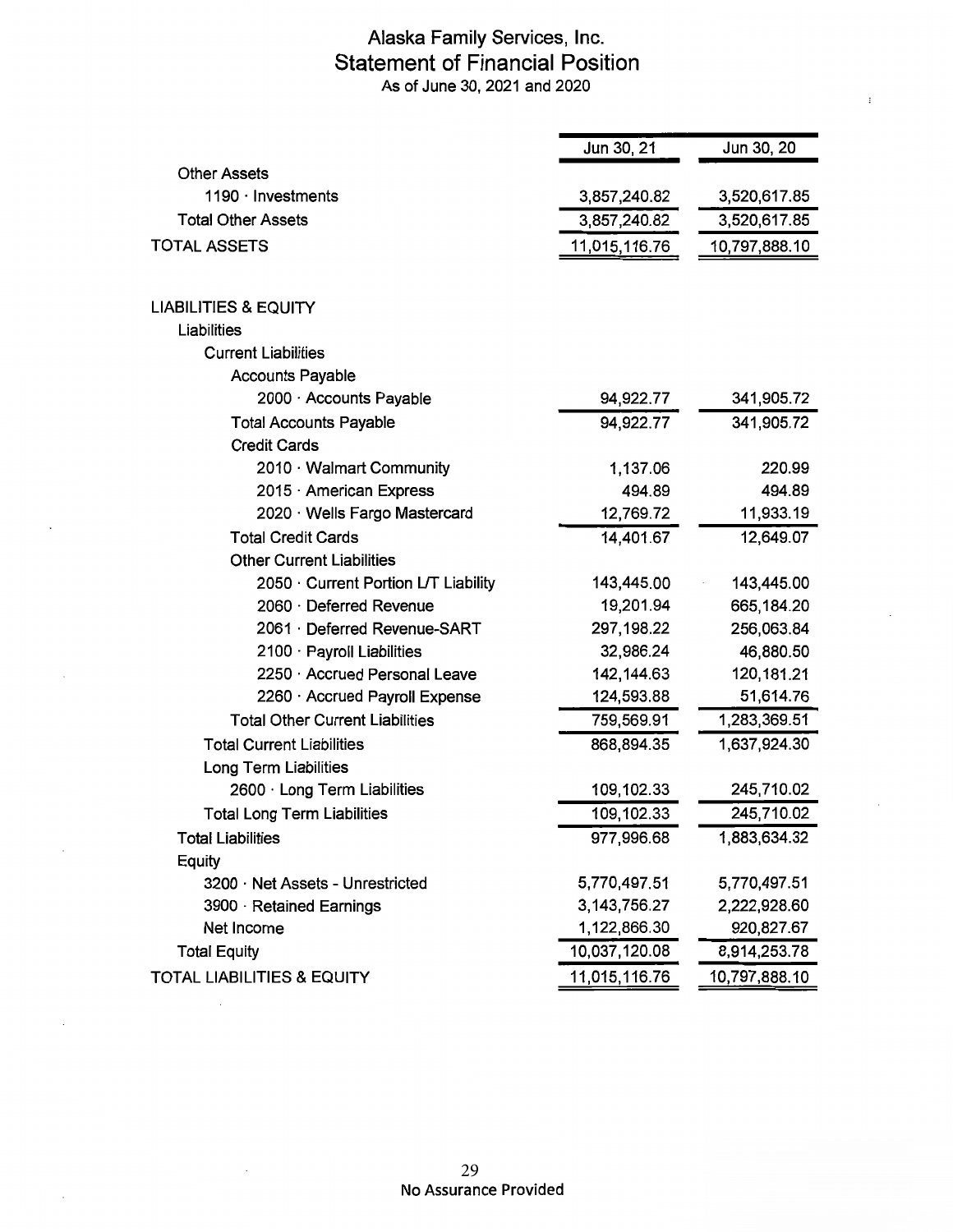# Alaska Family Services, Inc.
## Statement of Financial Position
As of June 30, 2021 and 2020

| | Jun 30, 21 | Jun 30, 20 |
|---|---|---|
| Other Assets | | |
| 1190 · Investments | 3,857,240.82 | 3,520,617.85 |
| Total Other Assets | 3,857,240.82 | 3,520,617.85 |
| TOTAL ASSETS | 11,015,116.76 | 10,797,888.10 |
| | | |
| LIABILITIES & EQUITY | | |
| Liabilities | | |
| Current Liabilities | | |
| Accounts Payable | | |
| 2000 · Accounts Payable | 94,922.77 | 341,905.72 |
| Total Accounts Payable | 94,922.77 | 341,905.72 |
| Credit Cards | | |
| 2010 · Walmart Community | 1,137.06 | 220.99 |
| 2015 · American Express | 494.89 | 494.89 |
| 2020 · Wells Fargo Mastercard | 12,769.72 | 11,933.19 |
| Total Credit Cards | 14,401.67 | 12,649.07 |
| Other Current Liabilities | | |
| 2050 · Current Portion L/T Liability | 143,445.00 | 143,445.00 |
| 2060 · Deferred Revenue | 19,201.94 | 665,184.20 |
| 2061 · Deferred Revenue-SART | 297,198.22 | 256,063.84 |
| 2100 · Payroll Liabilities | 32,986.24 | 46,880.50 |
| 2250 · Accrued Personal Leave | 142,144.63 | 120,181.21 |
| 2260 · Accrued Payroll Expense | 124,593.88 | 51,614.76 |
| Total Other Current Liabilities | 759,569.91 | 1,283,369.51 |
| Total Current Liabilities | 868,894.35 | 1,637,924.30 |
| Long Term Liabilities | | |
| 2600 · Long Term Liabilities | 109,102.33 | 245,710.02 |
| Total Long Term Liabilities | 109,102.33 | 245,710.02 |
| Total Liabilities | 977,996.68 | 1,883,634.32 |
| Equity | | |
| 3200 · Net Assets - Unrestricted | 5,770,497.51 | 5,770,497.51 |
| 3900 · Retained Earnings | 3,143,756.27 | 2,222,928.60 |
| Net Income | 1,122,866.30 | 920,827.67 |
| Total Equity | 10,037,120.08 | 8,914,253.78 |
| TOTAL LIABILITIES & EQUITY | 11,015,116.76 | 10,797,888.10 |

No Assurance Provided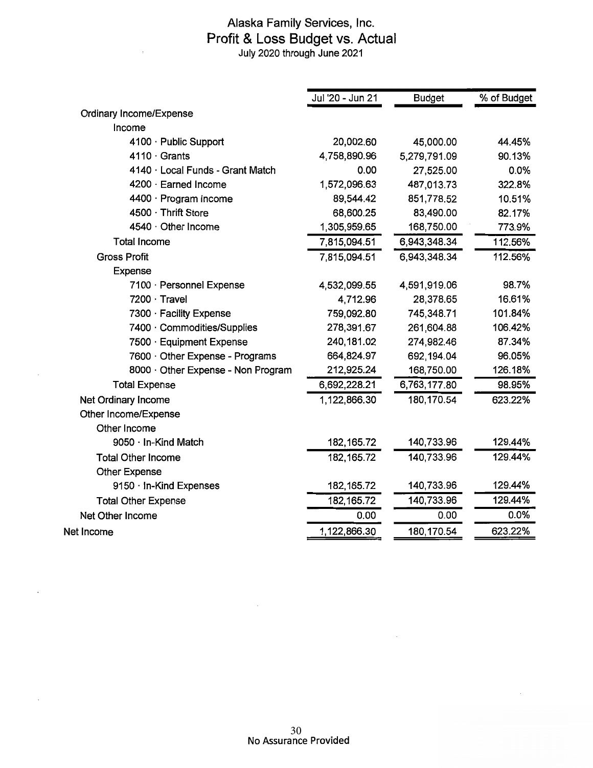# Alaska Family Services, Inc.
## Profit & Loss Budget vs. Actual
July 2020 through June 2021

| | Jul '20 - Jun 21 | Budget | % of Budget |
|---|---|---|---|
| Ordinary Income/Expense | | | |
| Income | | | |
| 4100 · Public Support | 20,002.60 | 45,000.00 | 44.45% |
| 4110 · Grants | 4,758,890.96 | 5,279,791.09 | 90.13% |
| 4140 · Local Funds - Grant Match | 0.00 | 27,525.00 | 0.0% |
| 4200 · Earned Income | 1,572,096.63 | 487,013.73 | 322.8% |
| 4400 · Program Income | 89,544.42 | 851,778.52 | 10.51% |
| 4500 · Thrift Store | 68,600.25 | 83,490.00 | 82.17% |
| 4540 · Other Income | 1,305,959.65 | 168,750.00 | 773.9% |
| Total Income | 7,815,094.51 | 6,943,348.34 | 112.56% |
| Gross Profit | 7,815,094.51 | 6,943,348.34 | 112.56% |
| Expense | | | |
| 7100 · Personnel Expense | 4,532,099.55 | 4,591,919.06 | 98.7% |
| 7200 · Travel | 4,712.96 | 28,378.65 | 16.61% |
| 7300 · Facility Expense | 759,092.80 | 745,348.71 | 101.84% |
| 7400 · Commodities/Supplies | 278,391.67 | 261,604.88 | 106.42% |
| 7500 · Equipment Expense | 240,181.02 | 274,982.46 | 87.34% |
| 7600 · Other Expense - Programs | 664,824.97 | 692,194.04 | 96.05% |
| 8000 · Other Expense - Non Program | 212,925.24 | 168,750.00 | 126.18% |
| Total Expense | 6,692,228.21 | 6,763,177.80 | 98.95% |
| Net Ordinary Income | 1,122,866.30 | 180,170.54 | 623.22% |
| Other Income/Expense | | | |
| Other Income | | | |
| 9050 · In-Kind Match | 182,165.72 | 140,733.96 | 129.44% |
| Total Other Income | 182,165.72 | 140,733.96 | 129.44% |
| Other Expense | | | |
| 9150 · In-Kind Expenses | 182,165.72 | 140,733.96 | 129.44% |
| Total Other Expense | 182,165.72 | 140,733.96 | 129.44% |
| Net Other Income | 0.00 | 0.00 | 0.0% |
| Net Income | 1,122,866.30 | 180,170.54 | 623.22% |

No Assurance Provided